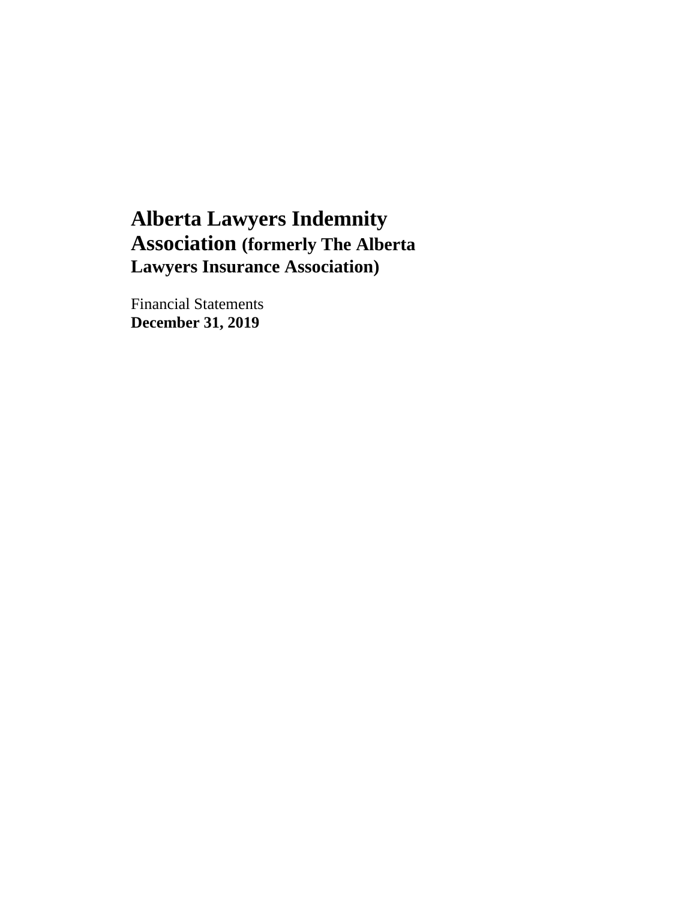# Alberta Lawyers Indemnity Association (formerly The Alberta Lawyers Insurance Association)

Financial Statements
**December 31, 2019**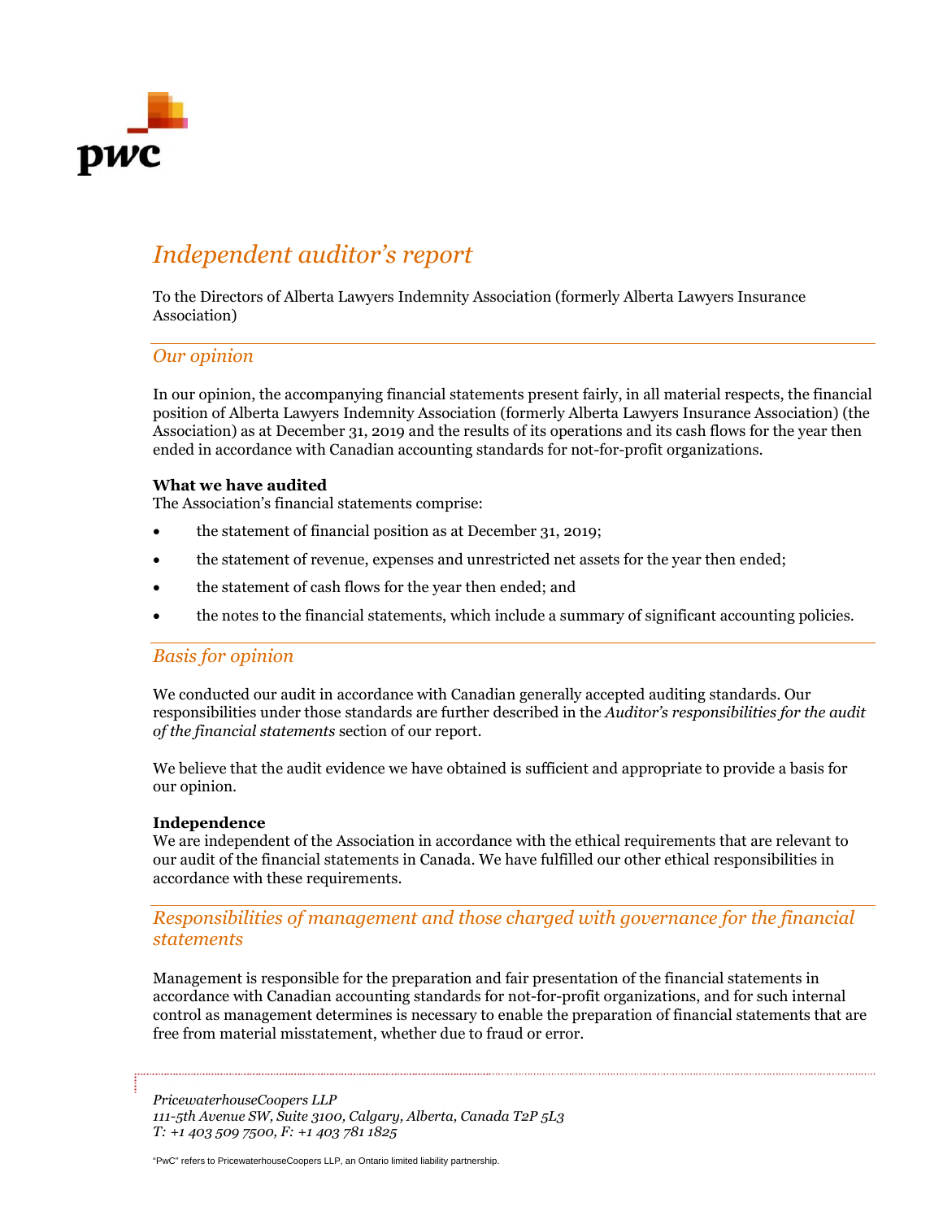# Independent auditor's report

To the Directors of Alberta Lawyers Indemnity Association (formerly Alberta Lawyers Insurance Association)

## Our opinion

In our opinion, the accompanying financial statements present fairly, in all material respects, the financial position of Alberta Lawyers Indemnity Association (formerly Alberta Lawyers Insurance Association) (the Association) as at December 31, 2019 and the results of its operations and its cash flows for the year then ended in accordance with Canadian accounting standards for not-for-profit organizations.

**What we have audited**

The Association's financial statements comprise:

- the statement of financial position as at December 31, 2019;
- the statement of revenue, expenses and unrestricted net assets for the year then ended;
- the statement of cash flows for the year then ended; and
- the notes to the financial statements, which include a summary of significant accounting policies.

## Basis for opinion

We conducted our audit in accordance with Canadian generally accepted auditing standards. Our responsibilities under those standards are further described in the *Auditor's responsibilities for the audit of the financial statements* section of our report.

We believe that the audit evidence we have obtained is sufficient and appropriate to provide a basis for our opinion.

**Independence**

We are independent of the Association in accordance with the ethical requirements that are relevant to our audit of the financial statements in Canada. We have fulfilled our other ethical responsibilities in accordance with these requirements.

## Responsibilities of management and those charged with governance for the financial statements

Management is responsible for the preparation and fair presentation of the financial statements in accordance with Canadian accounting standards for not-for-profit organizations, and for such internal control as management determines is necessary to enable the preparation of financial statements that are free from material misstatement, whether due to fraud or error.

*PricewaterhouseCoopers LLP*
*111-5th Avenue SW, Suite 3100, Calgary, Alberta, Canada T2P 5L3*
*T: +1 403 509 7500, F: +1 403 781 1825*

"PwC" refers to PricewaterhouseCoopers LLP, an Ontario limited liability partnership.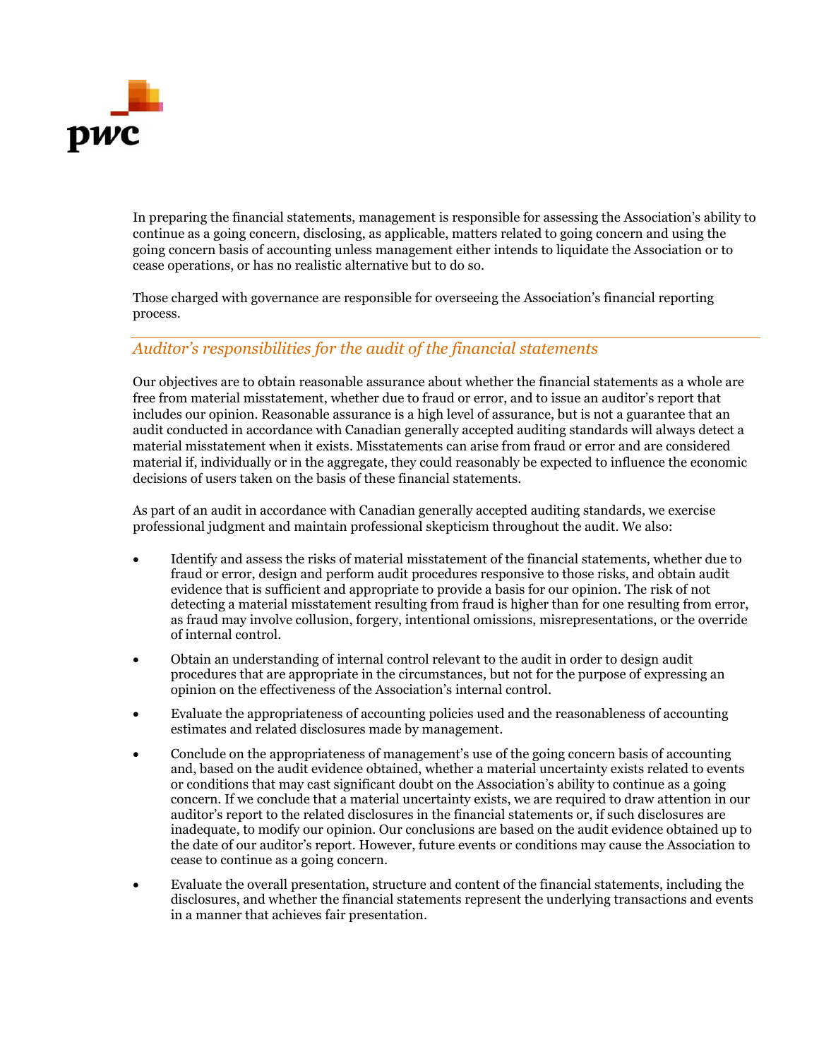In preparing the financial statements, management is responsible for assessing the Association's ability to continue as a going concern, disclosing, as applicable, matters related to going concern and using the going concern basis of accounting unless management either intends to liquidate the Association or to cease operations, or has no realistic alternative but to do so.

Those charged with governance are responsible for overseeing the Association's financial reporting process.

## *Auditor's responsibilities for the audit of the financial statements*

Our objectives are to obtain reasonable assurance about whether the financial statements as a whole are free from material misstatement, whether due to fraud or error, and to issue an auditor's report that includes our opinion. Reasonable assurance is a high level of assurance, but is not a guarantee that an audit conducted in accordance with Canadian generally accepted auditing standards will always detect a material misstatement when it exists. Misstatements can arise from fraud or error and are considered material if, individually or in the aggregate, they could reasonably be expected to influence the economic decisions of users taken on the basis of these financial statements.

As part of an audit in accordance with Canadian generally accepted auditing standards, we exercise professional judgment and maintain professional skepticism throughout the audit. We also:

- Identify and assess the risks of material misstatement of the financial statements, whether due to fraud or error, design and perform audit procedures responsive to those risks, and obtain audit evidence that is sufficient and appropriate to provide a basis for our opinion. The risk of not detecting a material misstatement resulting from fraud is higher than for one resulting from error, as fraud may involve collusion, forgery, intentional omissions, misrepresentations, or the override of internal control.
- Obtain an understanding of internal control relevant to the audit in order to design audit procedures that are appropriate in the circumstances, but not for the purpose of expressing an opinion on the effectiveness of the Association's internal control.
- Evaluate the appropriateness of accounting policies used and the reasonableness of accounting estimates and related disclosures made by management.
- Conclude on the appropriateness of management's use of the going concern basis of accounting and, based on the audit evidence obtained, whether a material uncertainty exists related to events or conditions that may cast significant doubt on the Association's ability to continue as a going concern. If we conclude that a material uncertainty exists, we are required to draw attention in our auditor's report to the related disclosures in the financial statements or, if such disclosures are inadequate, to modify our opinion. Our conclusions are based on the audit evidence obtained up to the date of our auditor's report. However, future events or conditions may cause the Association to cease to continue as a going concern.
- Evaluate the overall presentation, structure and content of the financial statements, including the disclosures, and whether the financial statements represent the underlying transactions and events in a manner that achieves fair presentation.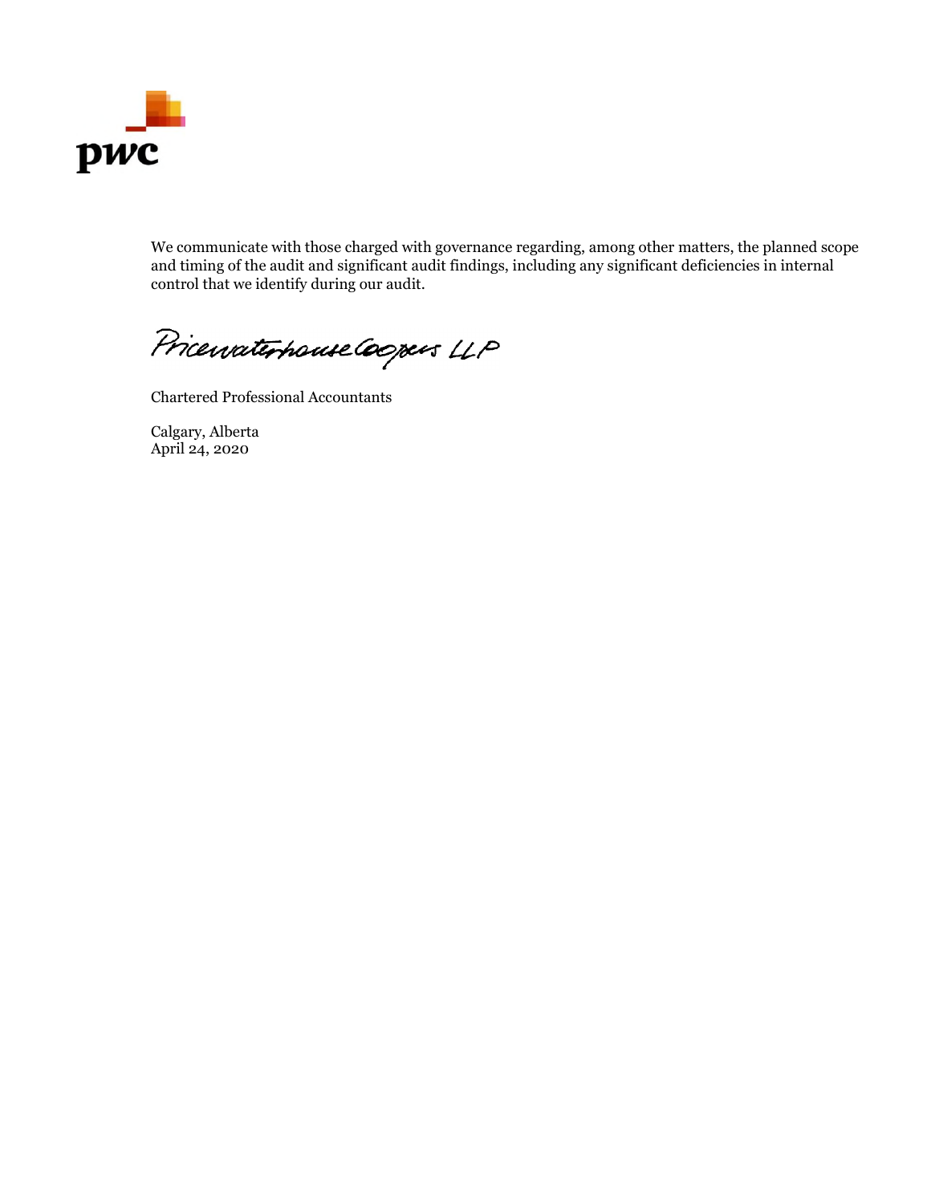We communicate with those charged with governance regarding, among other matters, the planned scope and timing of the audit and significant audit findings, including any significant deficiencies in internal control that we identify during our audit.

PricewaterhouseCoopers LLP

Chartered Professional Accountants

Calgary, Alberta
April 24, 2020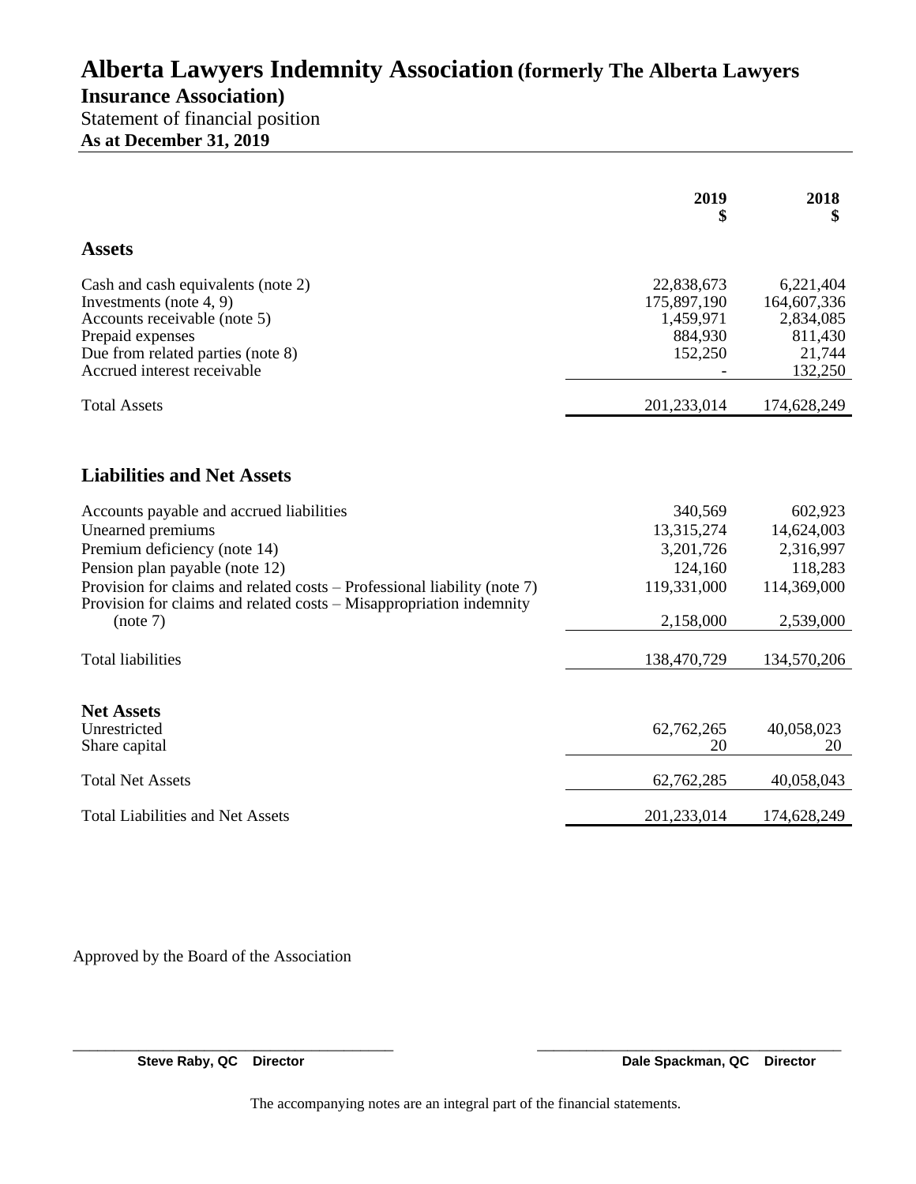# Alberta Lawyers Indemnity Association (formerly The Alberta Lawyers Insurance Association)

Statement of financial position

**As at December 31, 2019**

| | 2019 $ | 2018 $ |
|---|---:|---:|
| **Assets** | | |
| Cash and cash equivalents (note 2) | 22,838,673 | 6,221,404 |
| Investments (note 4, 9) | 175,897,190 | 164,607,336 |
| Accounts receivable (note 5) | 1,459,971 | 2,834,085 |
| Prepaid expenses | 884,930 | 811,430 |
| Due from related parties (note 8) | 152,250 | 21,744 |
| Accrued interest receivable | - | 132,250 |
| Total Assets | 201,233,014 | 174,628,249 |
| **Liabilities and Net Assets** | | |
| Accounts payable and accrued liabilities | 340,569 | 602,923 |
| Unearned premiums | 13,315,274 | 14,624,003 |
| Premium deficiency (note 14) | 3,201,726 | 2,316,997 |
| Pension plan payable (note 12) | 124,160 | 118,283 |
| Provision for claims and related costs – Professional liability (note 7) | 119,331,000 | 114,369,000 |
| Provision for claims and related costs – Misappropriation indemnity (note 7) | 2,158,000 | 2,539,000 |
| Total liabilities | 138,470,729 | 134,570,206 |
| **Net Assets** | | |
| Unrestricted | 62,762,265 | 40,058,023 |
| Share capital | 20 | 20 |
| Total Net Assets | 62,762,285 | 40,058,043 |
| Total Liabilities and Net Assets | 201,233,014 | 174,628,249 |

Approved by the Board of the Association

**Steve Raby, QC Director**

**Dale Spackman, QC Director**

The accompanying notes are an integral part of the financial statements.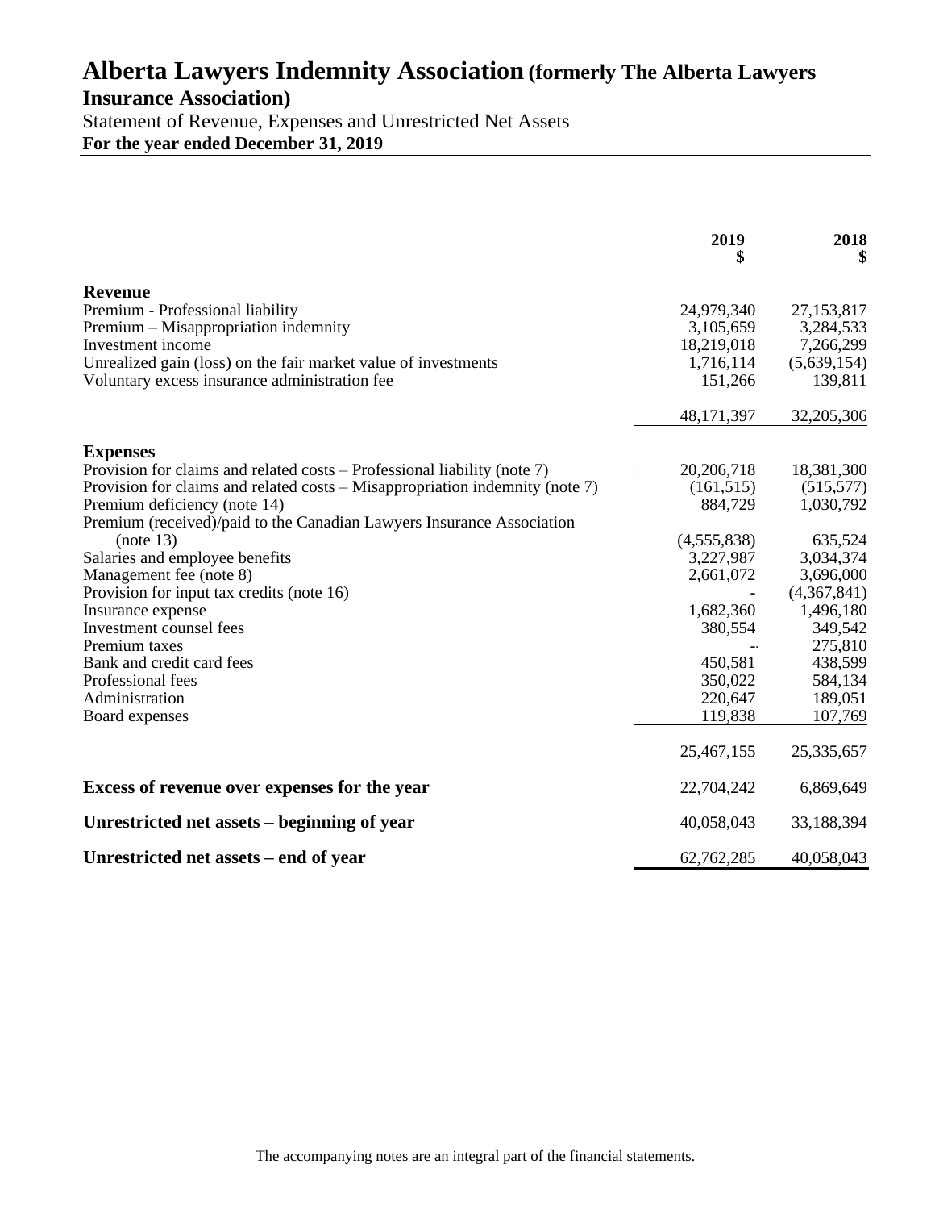# Alberta Lawyers Indemnity Association (formerly The Alberta Lawyers Insurance Association)

Statement of Revenue, Expenses and Unrestricted Net Assets

**For the year ended December 31, 2019**

| | 2019 $ | 2018 $ |
|---|---|---|
| **Revenue** | | |
| Premium - Professional liability | 24,979,340 | 27,153,817 |
| Premium – Misappropriation indemnity | 3,105,659 | 3,284,533 |
| Investment income | 18,219,018 | 7,266,299 |
| Unrealized gain (loss) on the fair market value of investments | 1,716,114 | (5,639,154) |
| Voluntary excess insurance administration fee | 151,266 | 139,811 |
| | 48,171,397 | 32,205,306 |
| **Expenses** | | |
| Provision for claims and related costs – Professional liability (note 7) | 20,206,718 | 18,381,300 |
| Provision for claims and related costs – Misappropriation indemnity (note 7) | (161,515) | (515,577) |
| Premium deficiency (note 14) | 884,729 | 1,030,792 |
| Premium (received)/paid to the Canadian Lawyers Insurance Association (note 13) | (4,555,838) | 635,524 |
| Salaries and employee benefits | 3,227,987 | 3,034,374 |
| Management fee (note 8) | 2,661,072 | 3,696,000 |
| Provision for input tax credits (note 16) | - | (4,367,841) |
| Insurance expense | 1,682,360 | 1,496,180 |
| Investment counsel fees | 380,554 | 349,542 |
| Premium taxes | - | 275,810 |
| Bank and credit card fees | 450,581 | 438,599 |
| Professional fees | 350,022 | 584,134 |
| Administration | 220,647 | 189,051 |
| Board expenses | 119,838 | 107,769 |
| | 25,467,155 | 25,335,657 |
| **Excess of revenue over expenses for the year** | 22,704,242 | 6,869,649 |
| **Unrestricted net assets – beginning of year** | 40,058,043 | 33,188,394 |
| **Unrestricted net assets – end of year** | 62,762,285 | 40,058,043 |

The accompanying notes are an integral part of the financial statements.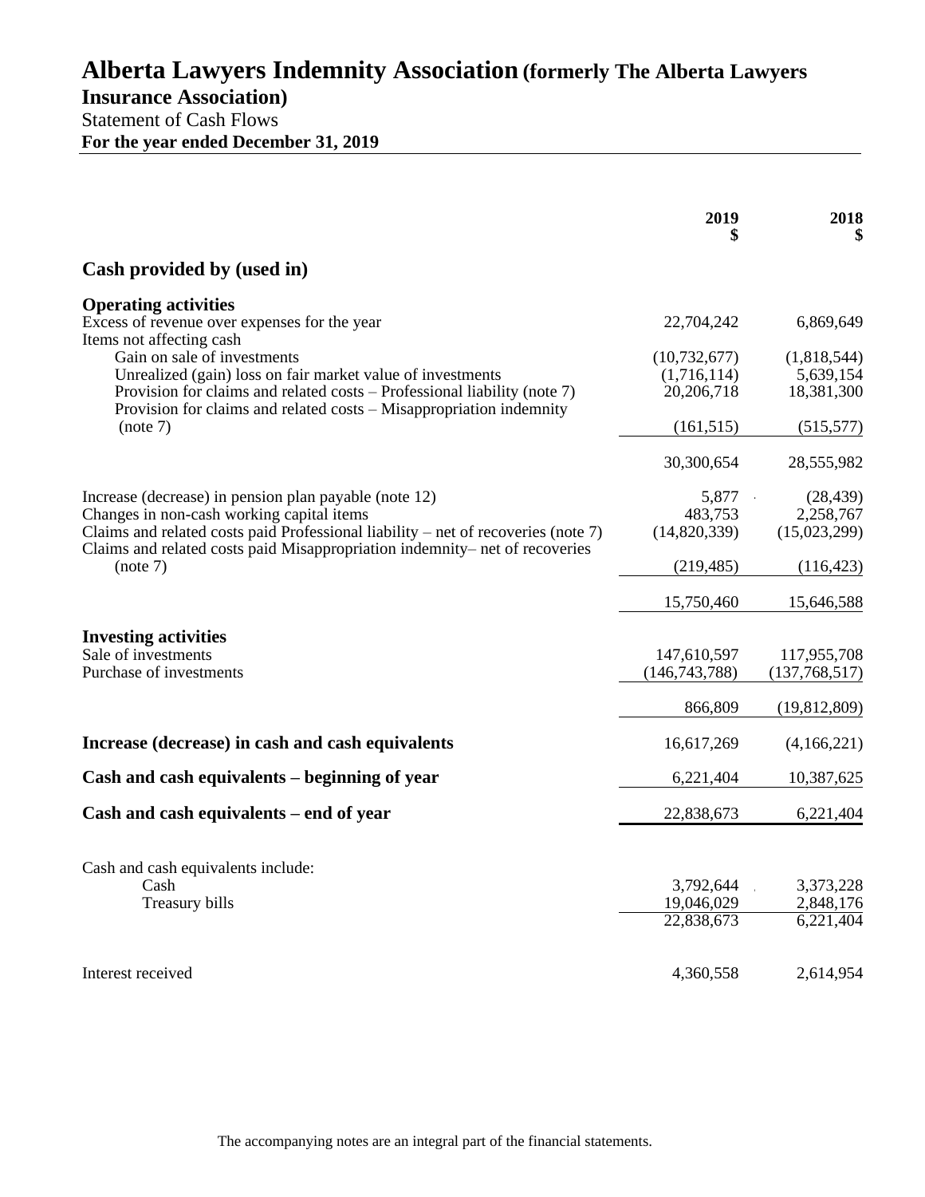# Alberta Lawyers Indemnity Association (formerly The Alberta Lawyers Insurance Association)

Statement of Cash Flows

**For the year ended December 31, 2019**

| | 2019<br>$ | 2018<br>$ |
|---|---|---|
| **Cash provided by (used in)** | | |
| **Operating activities** | | |
| Excess of revenue over expenses for the year | 22,704,242 | 6,869,649 |
| Items not affecting cash | | |
| Gain on sale of investments | (10,732,677) | (1,818,544) |
| Unrealized (gain) loss on fair market value of investments | (1,716,114) | 5,639,154 |
| Provision for claims and related costs – Professional liability (note 7) | 20,206,718 | 18,381,300 |
| Provision for claims and related costs – Misappropriation indemnity (note 7) | (161,515) | (515,577) |
| | 30,300,654 | 28,555,982 |
| Increase (decrease) in pension plan payable (note 12) | 5,877 | (28,439) |
| Changes in non-cash working capital items | 483,753 | 2,258,767 |
| Claims and related costs paid Professional liability – net of recoveries (note 7) | (14,820,339) | (15,023,299) |
| Claims and related costs paid Misappropriation indemnity– net of recoveries (note 7) | (219,485) | (116,423) |
| | 15,750,460 | 15,646,588 |
| **Investing activities** | | |
| Sale of investments | 147,610,597 | 117,955,708 |
| Purchase of investments | (146,743,788) | (137,768,517) |
| | 866,809 | (19,812,809) |
| **Increase (decrease) in cash and cash equivalents** | 16,617,269 | (4,166,221) |
| **Cash and cash equivalents – beginning of year** | 6,221,404 | 10,387,625 |
| **Cash and cash equivalents – end of year** | 22,838,673 | 6,221,404 |
| Cash and cash equivalents include: | | |
| Cash | 3,792,644 | 3,373,228 |
| Treasury bills | 19,046,029 | 2,848,176 |
| | 22,838,673 | 6,221,404 |
| Interest received | 4,360,558 | 2,614,954 |

The accompanying notes are an integral part of the financial statements.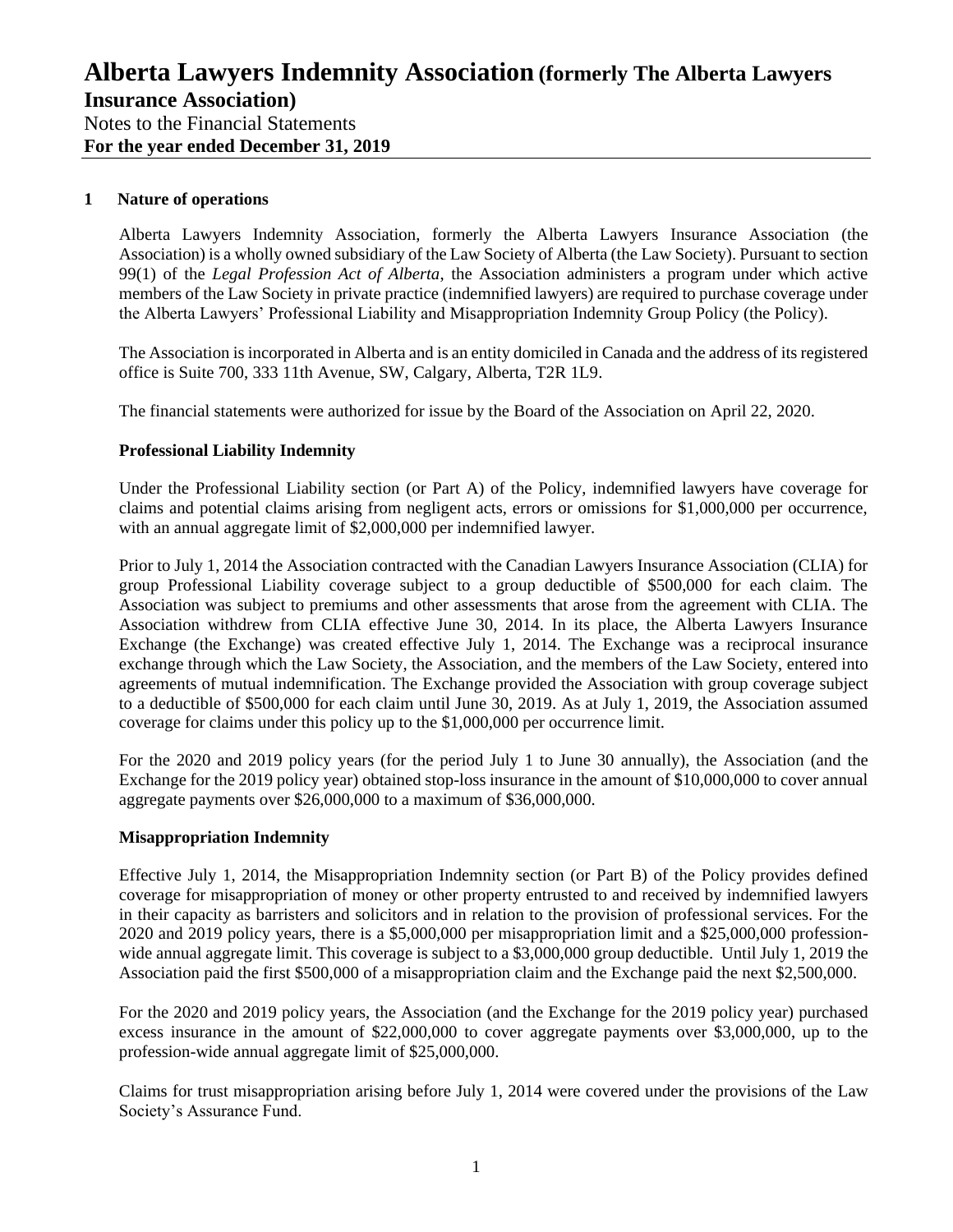## 1 Nature of operations

Alberta Lawyers Indemnity Association, formerly the Alberta Lawyers Insurance Association (the Association) is a wholly owned subsidiary of the Law Society of Alberta (the Law Society). Pursuant to section 99(1) of the *Legal Profession Act of Alberta*, the Association administers a program under which active members of the Law Society in private practice (indemnified lawyers) are required to purchase coverage under the Alberta Lawyers' Professional Liability and Misappropriation Indemnity Group Policy (the Policy).

The Association is incorporated in Alberta and is an entity domiciled in Canada and the address of its registered office is Suite 700, 333 11th Avenue, SW, Calgary, Alberta, T2R 1L9.

The financial statements were authorized for issue by the Board of the Association on April 22, 2020.

### Professional Liability Indemnity

Under the Professional Liability section (or Part A) of the Policy, indemnified lawyers have coverage for claims and potential claims arising from negligent acts, errors or omissions for $1,000,000 per occurrence, with an annual aggregate limit of $2,000,000 per indemnified lawyer.

Prior to July 1, 2014 the Association contracted with the Canadian Lawyers Insurance Association (CLIA) for group Professional Liability coverage subject to a group deductible of $500,000 for each claim. The Association was subject to premiums and other assessments that arose from the agreement with CLIA. The Association withdrew from CLIA effective June 30, 2014. In its place, the Alberta Lawyers Insurance Exchange (the Exchange) was created effective July 1, 2014. The Exchange was a reciprocal insurance exchange through which the Law Society, the Association, and the members of the Law Society, entered into agreements of mutual indemnification. The Exchange provided the Association with group coverage subject to a deductible of $500,000 for each claim until June 30, 2019. As at July 1, 2019, the Association assumed coverage for claims under this policy up to the $1,000,000 per occurrence limit.

For the 2020 and 2019 policy years (for the period July 1 to June 30 annually), the Association (and the Exchange for the 2019 policy year) obtained stop-loss insurance in the amount of $10,000,000 to cover annual aggregate payments over $26,000,000 to a maximum of $36,000,000.

### Misappropriation Indemnity

Effective July 1, 2014, the Misappropriation Indemnity section (or Part B) of the Policy provides defined coverage for misappropriation of money or other property entrusted to and received by indemnified lawyers in their capacity as barristers and solicitors and in relation to the provision of professional services. For the 2020 and 2019 policy years, there is a $5,000,000 per misappropriation limit and a $25,000,000 profession-wide annual aggregate limit. This coverage is subject to a $3,000,000 group deductible. Until July 1, 2019 the Association paid the first $500,000 of a misappropriation claim and the Exchange paid the next $2,500,000.

For the 2020 and 2019 policy years, the Association (and the Exchange for the 2019 policy year) purchased excess insurance in the amount of $22,000,000 to cover aggregate payments over $3,000,000, up to the profession-wide annual aggregate limit of $25,000,000.

Claims for trust misappropriation arising before July 1, 2014 were covered under the provisions of the Law Society's Assurance Fund.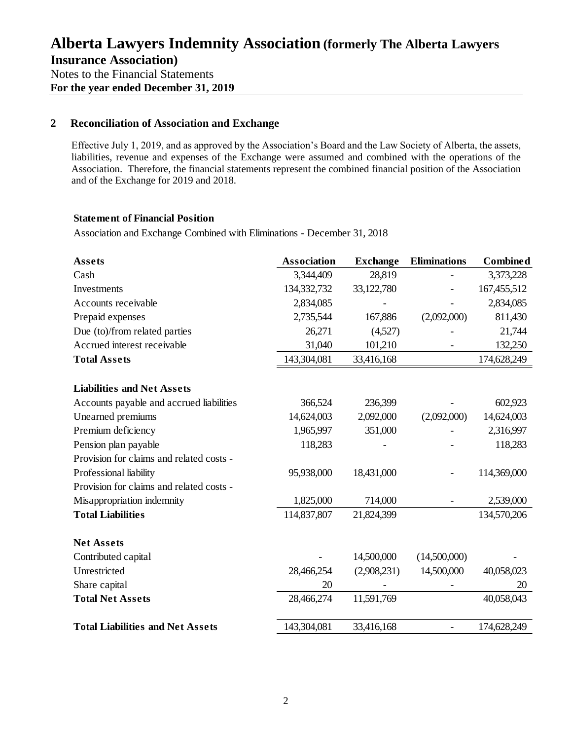## 2 Reconciliation of Association and Exchange

Effective July 1, 2019, and as approved by the Association's Board and the Law Society of Alberta, the assets, liabilities, revenue and expenses of the Exchange were assumed and combined with the operations of the Association. Therefore, the financial statements represent the combined financial position of the Association and of the Exchange for 2019 and 2018.

**Statement of Financial Position**

Association and Exchange Combined with Eliminations - December 31, 2018

| **Assets** | **Association** | **Exchange** | **Eliminations** | **Combined** |
|---|---|---|---|---|
| Cash | 3,344,409 | 28,819 | - | 3,373,228 |
| Investments | 134,332,732 | 33,122,780 | - | 167,455,512 |
| Accounts receivable | 2,834,085 | - | - | 2,834,085 |
| Prepaid expenses | 2,735,544 | 167,886 | (2,092,000) | 811,430 |
| Due (to)/from related parties | 26,271 | (4,527) | - | 21,744 |
| Accrued interest receivable | 31,040 | 101,210 | - | 132,250 |
| **Total Assets** | 143,304,081 | 33,416,168 | | 174,628,249 |
| | | | | |
| **Liabilities and Net Assets** | | | | |
| Accounts payable and accrued liabilities | 366,524 | 236,399 | - | 602,923 |
| Unearned premiums | 14,624,003 | 2,092,000 | (2,092,000) | 14,624,003 |
| Premium deficiency | 1,965,997 | 351,000 | - | 2,316,997 |
| Pension plan payable | 118,283 | - | - | 118,283 |
| Provision for claims and related costs - Professional liability | 95,938,000 | 18,431,000 | - | 114,369,000 |
| Provision for claims and related costs - Misappropriation indemnity | 1,825,000 | 714,000 | - | 2,539,000 |
| **Total Liabilities** | 114,837,807 | 21,824,399 | | 134,570,206 |
| | | | | |
| **Net Assets** | | | | |
| Contributed capital | - | 14,500,000 | (14,500,000) | - |
| Unrestricted | 28,466,254 | (2,908,231) | 14,500,000 | 40,058,023 |
| Share capital | 20 | - | - | 20 |
| **Total Net Assets** | 28,466,274 | 11,591,769 | | 40,058,043 |
| | | | | |
| **Total Liabilities and Net Assets** | 143,304,081 | 33,416,168 | - | 174,628,249 |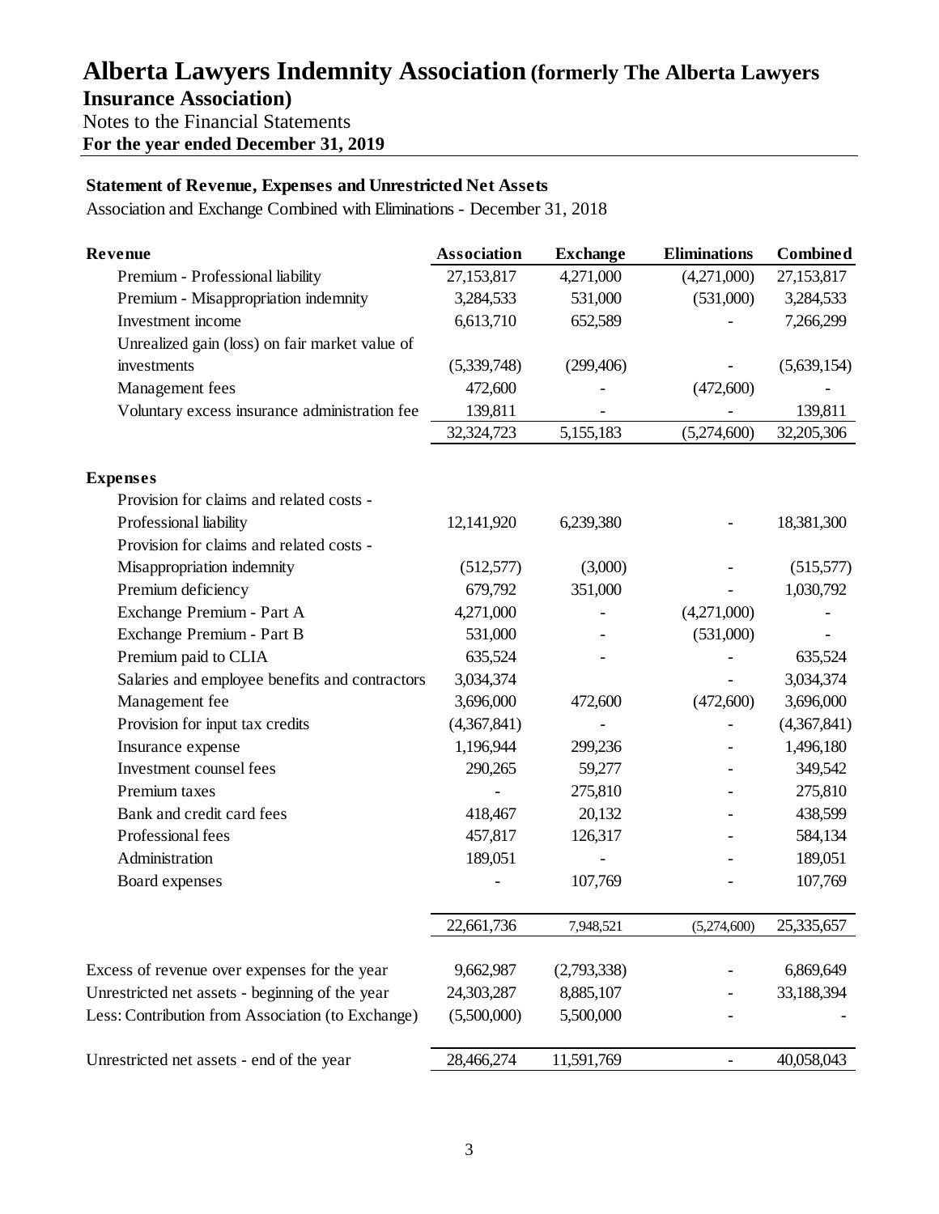# Alberta Lawyers Indemnity Association (formerly The Alberta Lawyers Insurance Association)

Notes to the Financial Statements

**For the year ended December 31, 2019**

### Statement of Revenue, Expenses and Unrestricted Net Assets

Association and Exchange Combined with Eliminations - December 31, 2018

| **Revenue** | **Association** | **Exchange** | **Eliminations** | **Combined** |
|---|---|---|---|---|
| Premium - Professional liability | 27,153,817 | 4,271,000 | (4,271,000) | 27,153,817 |
| Premium - Misappropriation indemnity | 3,284,533 | 531,000 | (531,000) | 3,284,533 |
| Investment income | 6,613,710 | 652,589 | - | 7,266,299 |
| Unrealized gain (loss) on fair market value of investments | (5,339,748) | (299,406) | - | (5,639,154) |
| Management fees | 472,600 | - | (472,600) | - |
| Voluntary excess insurance administration fee | 139,811 | - | - | 139,811 |
| | 32,324,723 | 5,155,183 | (5,274,600) | 32,205,306 |
| **Expenses** | | | | |
| Provision for claims and related costs - Professional liability | 12,141,920 | 6,239,380 | - | 18,381,300 |
| Provision for claims and related costs - Misappropriation indemnity | (512,577) | (3,000) | - | (515,577) |
| Premium deficiency | 679,792 | 351,000 | - | 1,030,792 |
| Exchange Premium - Part A | 4,271,000 | - | (4,271,000) | - |
| Exchange Premium - Part B | 531,000 | - | (531,000) | - |
| Premium paid to CLIA | 635,524 | - | - | 635,524 |
| Salaries and employee benefits and contractors | 3,034,374 | | - | 3,034,374 |
| Management fee | 3,696,000 | 472,600 | (472,600) | 3,696,000 |
| Provision for input tax credits | (4,367,841) | - | - | (4,367,841) |
| Insurance expense | 1,196,944 | 299,236 | - | 1,496,180 |
| Investment counsel fees | 290,265 | 59,277 | - | 349,542 |
| Premium taxes | - | 275,810 | - | 275,810 |
| Bank and credit card fees | 418,467 | 20,132 | - | 438,599 |
| Professional fees | 457,817 | 126,317 | - | 584,134 |
| Administration | 189,051 | - | - | 189,051 |
| Board expenses | - | 107,769 | - | 107,769 |
| | 22,661,736 | 7,948,521 | (5,274,600) | 25,335,657 |
| Excess of revenue over expenses for the year | 9,662,987 | (2,793,338) | - | 6,869,649 |
| Unrestricted net assets - beginning of the year | 24,303,287 | 8,885,107 | - | 33,188,394 |
| Less: Contribution from Association (to Exchange) | (5,500,000) | 5,500,000 | - | - |
| Unrestricted net assets - end of the year | 28,466,274 | 11,591,769 | - | 40,058,043 |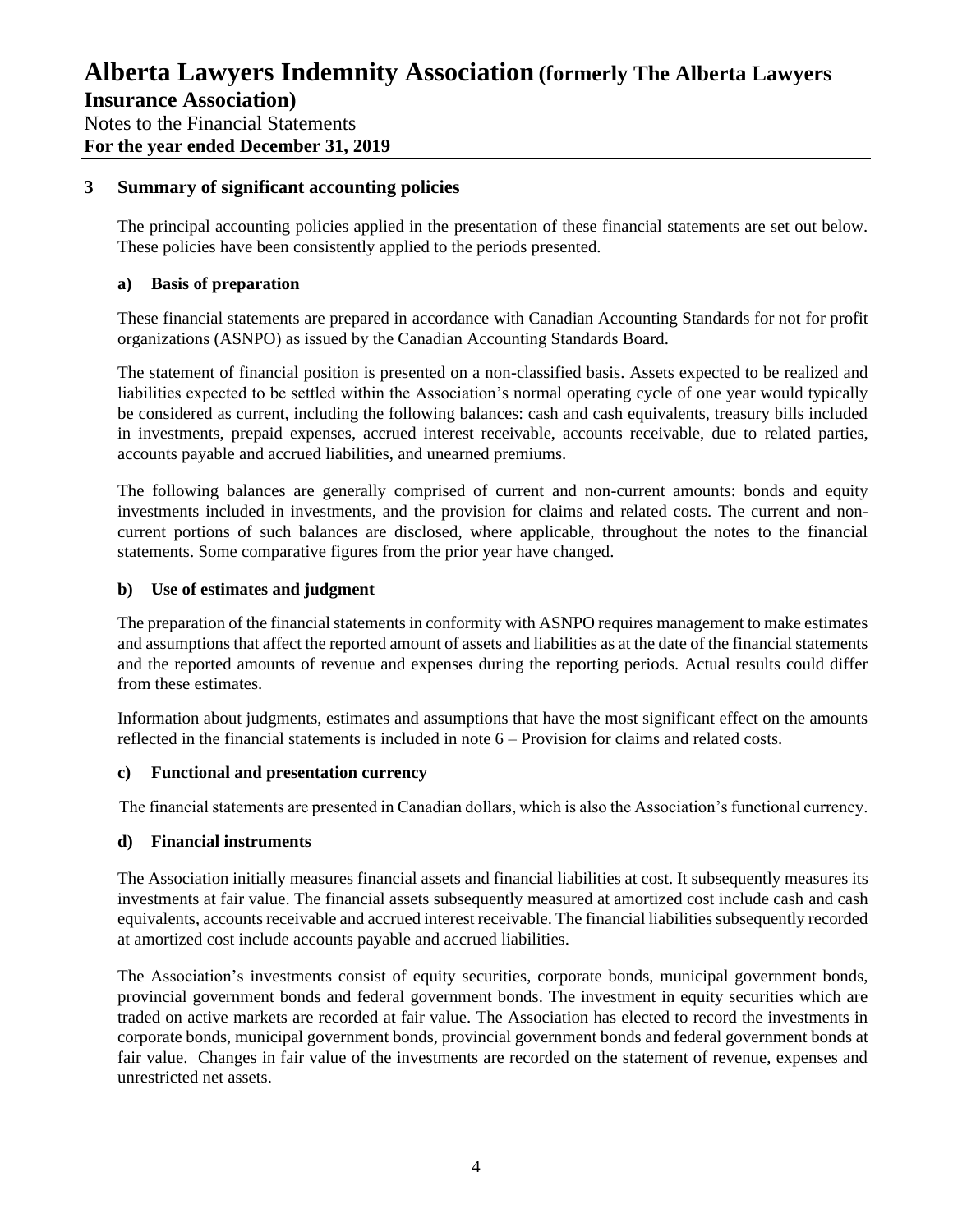## 3 Summary of significant accounting policies

The principal accounting policies applied in the presentation of these financial statements are set out below. These policies have been consistently applied to the periods presented.

### a) Basis of preparation

These financial statements are prepared in accordance with Canadian Accounting Standards for not for profit organizations (ASNPO) as issued by the Canadian Accounting Standards Board.

The statement of financial position is presented on a non-classified basis. Assets expected to be realized and liabilities expected to be settled within the Association's normal operating cycle of one year would typically be considered as current, including the following balances: cash and cash equivalents, treasury bills included in investments, prepaid expenses, accrued interest receivable, accounts receivable, due to related parties, accounts payable and accrued liabilities, and unearned premiums.

The following balances are generally comprised of current and non-current amounts: bonds and equity investments included in investments, and the provision for claims and related costs. The current and non-current portions of such balances are disclosed, where applicable, throughout the notes to the financial statements. Some comparative figures from the prior year have changed.

### b) Use of estimates and judgment

The preparation of the financial statements in conformity with ASNPO requires management to make estimates and assumptions that affect the reported amount of assets and liabilities as at the date of the financial statements and the reported amounts of revenue and expenses during the reporting periods. Actual results could differ from these estimates.

Information about judgments, estimates and assumptions that have the most significant effect on the amounts reflected in the financial statements is included in note 6 – Provision for claims and related costs.

### c) Functional and presentation currency

The financial statements are presented in Canadian dollars, which is also the Association's functional currency.

### d) Financial instruments

The Association initially measures financial assets and financial liabilities at cost. It subsequently measures its investments at fair value. The financial assets subsequently measured at amortized cost include cash and cash equivalents, accounts receivable and accrued interest receivable. The financial liabilities subsequently recorded at amortized cost include accounts payable and accrued liabilities.

The Association's investments consist of equity securities, corporate bonds, municipal government bonds, provincial government bonds and federal government bonds. The investment in equity securities which are traded on active markets are recorded at fair value. The Association has elected to record the investments in corporate bonds, municipal government bonds, provincial government bonds and federal government bonds at fair value. Changes in fair value of the investments are recorded on the statement of revenue, expenses and unrestricted net assets.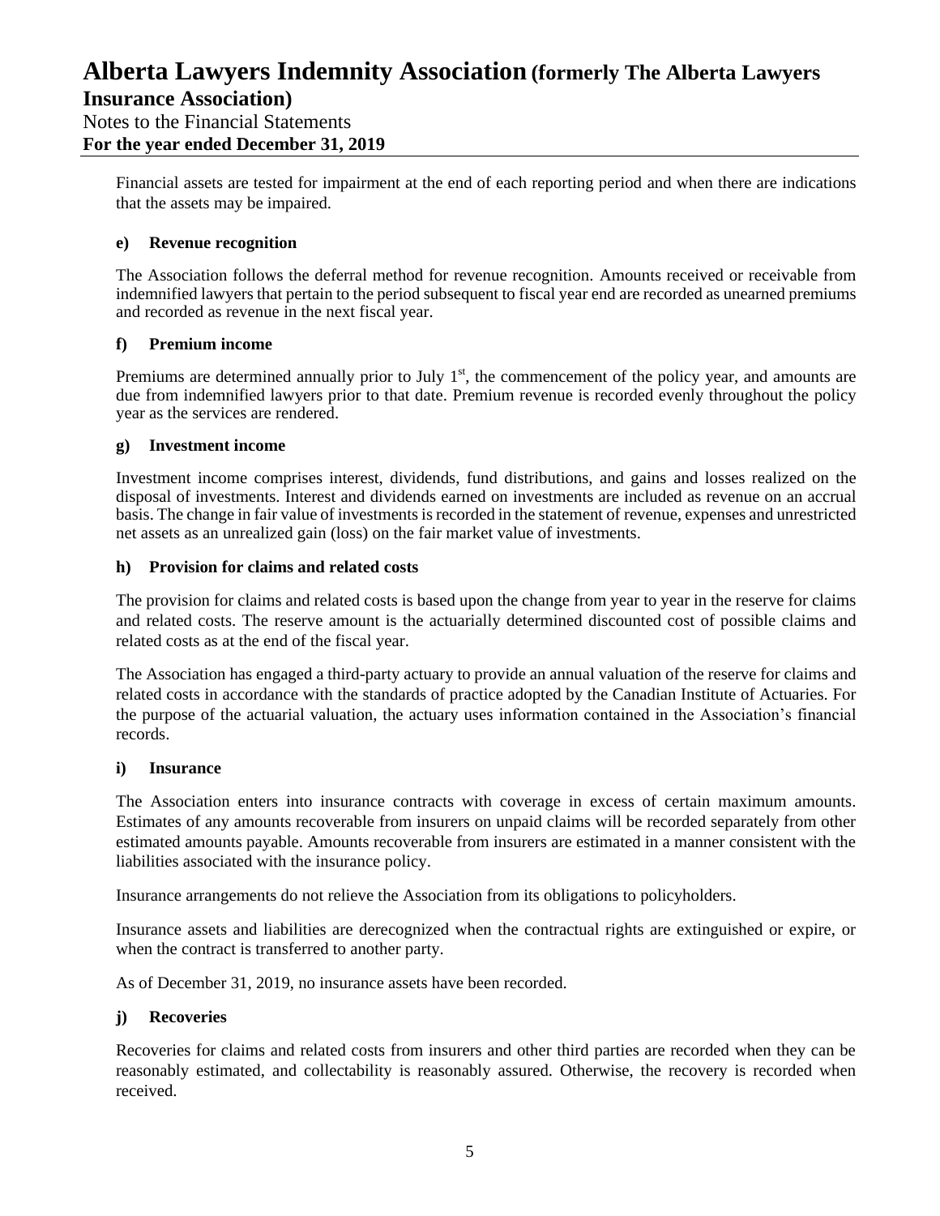Financial assets are tested for impairment at the end of each reporting period and when there are indications that the assets may be impaired.

#### e) Revenue recognition

The Association follows the deferral method for revenue recognition. Amounts received or receivable from indemnified lawyers that pertain to the period subsequent to fiscal year end are recorded as unearned premiums and recorded as revenue in the next fiscal year.

#### f) Premium income

Premiums are determined annually prior to July 1st, the commencement of the policy year, and amounts are due from indemnified lawyers prior to that date. Premium revenue is recorded evenly throughout the policy year as the services are rendered.

#### g) Investment income

Investment income comprises interest, dividends, fund distributions, and gains and losses realized on the disposal of investments. Interest and dividends earned on investments are included as revenue on an accrual basis. The change in fair value of investments is recorded in the statement of revenue, expenses and unrestricted net assets as an unrealized gain (loss) on the fair market value of investments.

#### h) Provision for claims and related costs

The provision for claims and related costs is based upon the change from year to year in the reserve for claims and related costs. The reserve amount is the actuarially determined discounted cost of possible claims and related costs as at the end of the fiscal year.

The Association has engaged a third-party actuary to provide an annual valuation of the reserve for claims and related costs in accordance with the standards of practice adopted by the Canadian Institute of Actuaries. For the purpose of the actuarial valuation, the actuary uses information contained in the Association's financial records.

#### i) Insurance

The Association enters into insurance contracts with coverage in excess of certain maximum amounts. Estimates of any amounts recoverable from insurers on unpaid claims will be recorded separately from other estimated amounts payable. Amounts recoverable from insurers are estimated in a manner consistent with the liabilities associated with the insurance policy.

Insurance arrangements do not relieve the Association from its obligations to policyholders.

Insurance assets and liabilities are derecognized when the contractual rights are extinguished or expire, or when the contract is transferred to another party.

As of December 31, 2019, no insurance assets have been recorded.

#### j) Recoveries

Recoveries for claims and related costs from insurers and other third parties are recorded when they can be reasonably estimated, and collectability is reasonably assured. Otherwise, the recovery is recorded when received.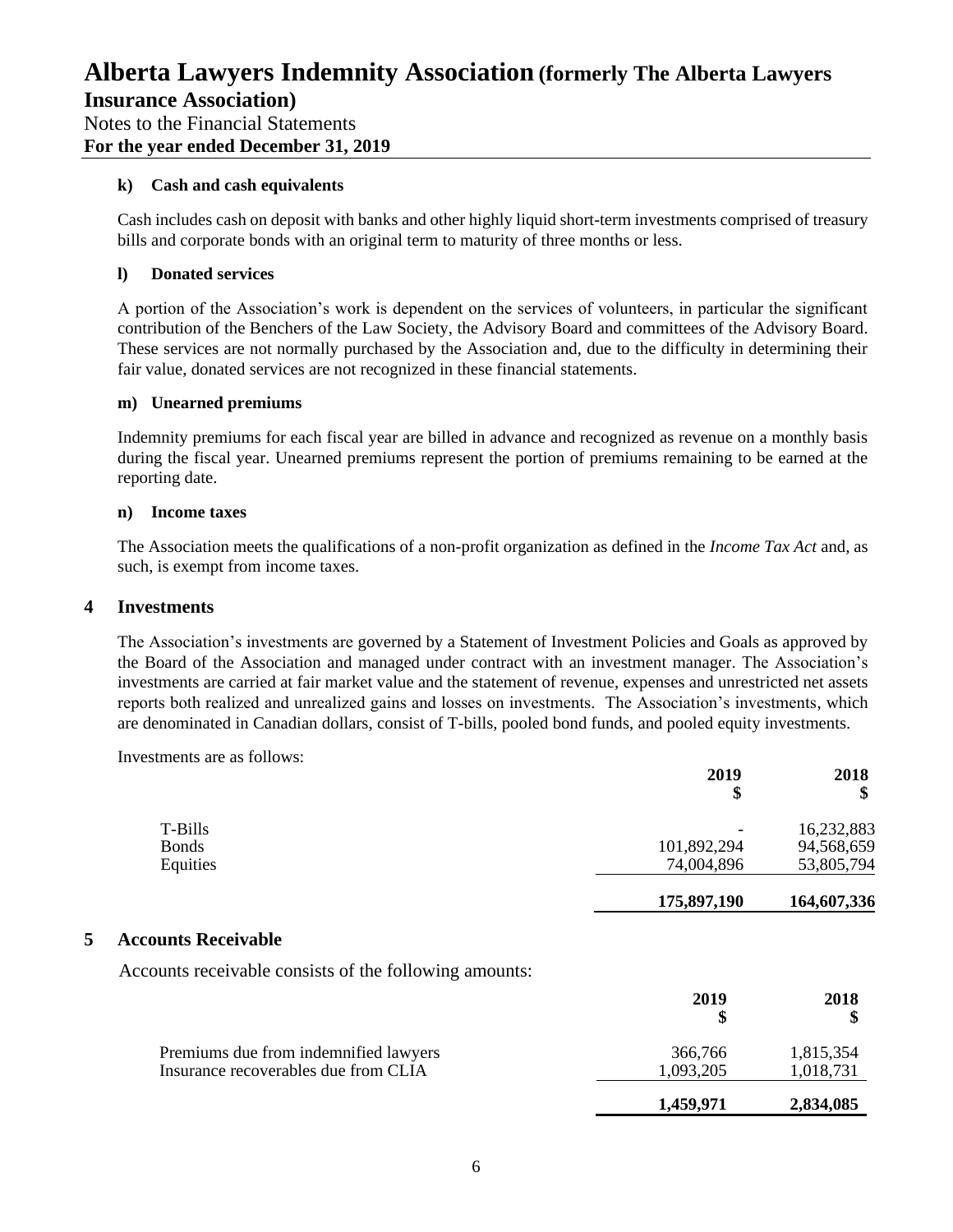### k) Cash and cash equivalents

Cash includes cash on deposit with banks and other highly liquid short-term investments comprised of treasury bills and corporate bonds with an original term to maturity of three months or less.

### l) Donated services

A portion of the Association's work is dependent on the services of volunteers, in particular the significant contribution of the Benchers of the Law Society, the Advisory Board and committees of the Advisory Board. These services are not normally purchased by the Association and, due to the difficulty in determining their fair value, donated services are not recognized in these financial statements.

### m) Unearned premiums

Indemnity premiums for each fiscal year are billed in advance and recognized as revenue on a monthly basis during the fiscal year. Unearned premiums represent the portion of premiums remaining to be earned at the reporting date.

### n) Income taxes

The Association meets the qualifications of a non-profit organization as defined in the *Income Tax Act* and, as such, is exempt from income taxes.

## 4 Investments

The Association's investments are governed by a Statement of Investment Policies and Goals as approved by the Board of the Association and managed under contract with an investment manager. The Association's investments are carried at fair market value and the statement of revenue, expenses and unrestricted net assets reports both realized and unrealized gains and losses on investments. The Association's investments, which are denominated in Canadian dollars, consist of T-bills, pooled bond funds, and pooled equity investments.

Investments are as follows:

| | 2019<br>$ | 2018<br>$ |
|---|---|---|
| T-Bills | - | 16,232,883 |
| Bonds | 101,892,294 | 94,568,659 |
| Equities | 74,004,896 | 53,805,794 |
| | **175,897,190** | **164,607,336** |

## 5 Accounts Receivable

Accounts receivable consists of the following amounts:

| | 2019<br>$ | 2018<br>$ |
|---|---|---|
| Premiums due from indemnified lawyers | 366,766 | 1,815,354 |
| Insurance recoverables due from CLIA | 1,093,205 | 1,018,731 |
| | **1,459,971** | **2,834,085** |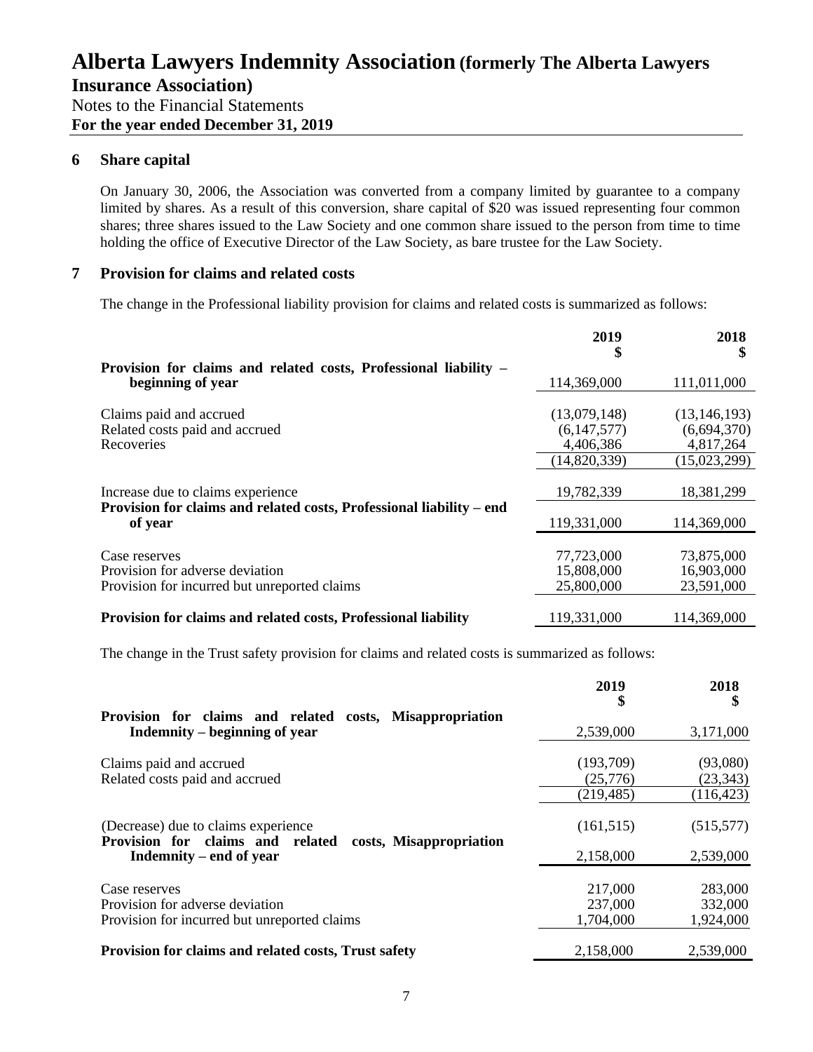## 6 Share capital

On January 30, 2006, the Association was converted from a company limited by guarantee to a company limited by shares. As a result of this conversion, share capital of $20 was issued representing four common shares; three shares issued to the Law Society and one common share issued to the person from time to time holding the office of Executive Director of the Law Society, as bare trustee for the Law Society.

## 7 Provision for claims and related costs

The change in the Professional liability provision for claims and related costs is summarized as follows:

| | 2019 $ | 2018 $ |
|---|---|---|
| **Provision for claims and related costs, Professional liability – beginning of year** | 114,369,000 | 111,011,000 |
| Claims paid and accrued | (13,079,148) | (13,146,193) |
| Related costs paid and accrued | (6,147,577) | (6,694,370) |
| Recoveries | 4,406,386 | 4,817,264 |
| | (14,820,339) | (15,023,299) |
| Increase due to claims experience | 19,782,339 | 18,381,299 |
| **Provision for claims and related costs, Professional liability – end of year** | 119,331,000 | 114,369,000 |
| Case reserves | 77,723,000 | 73,875,000 |
| Provision for adverse deviation | 15,808,000 | 16,903,000 |
| Provision for incurred but unreported claims | 25,800,000 | 23,591,000 |
| **Provision for claims and related costs, Professional liability** | 119,331,000 | 114,369,000 |

The change in the Trust safety provision for claims and related costs is summarized as follows:

| | 2019 $ | 2018 $ |
|---|---|---|
| **Provision for claims and related costs, Misappropriation Indemnity – beginning of year** | 2,539,000 | 3,171,000 |
| Claims paid and accrued | (193,709) | (93,080) |
| Related costs paid and accrued | (25,776) | (23,343) |
| | (219,485) | (116,423) |
| (Decrease) due to claims experience | (161,515) | (515,577) |
| **Provision for claims and related costs, Misappropriation Indemnity – end of year** | 2,158,000 | 2,539,000 |
| Case reserves | 217,000 | 283,000 |
| Provision for adverse deviation | 237,000 | 332,000 |
| Provision for incurred but unreported claims | 1,704,000 | 1,924,000 |
| **Provision for claims and related costs, Trust safety** | 2,158,000 | 2,539,000 |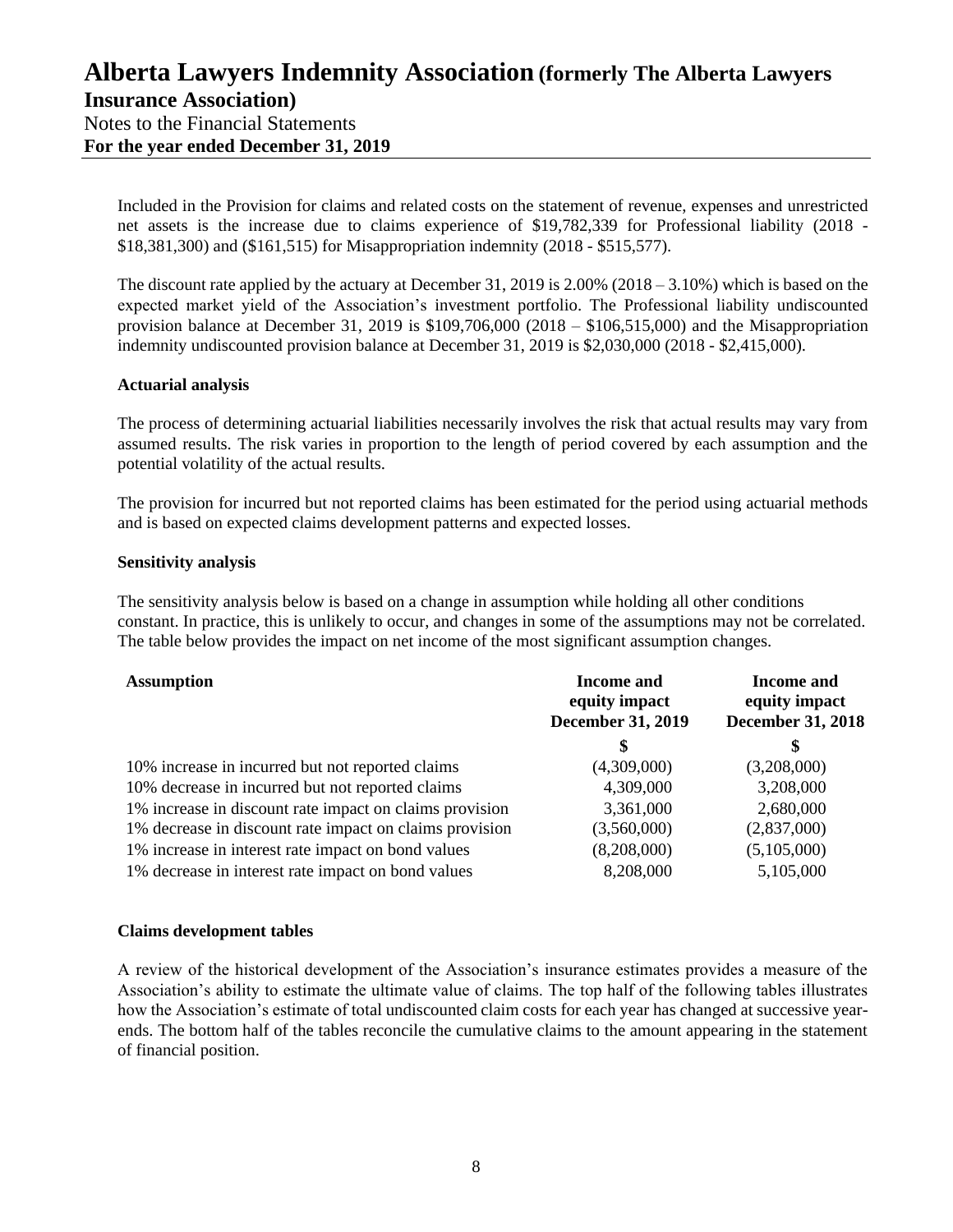Included in the Provision for claims and related costs on the statement of revenue, expenses and unrestricted net assets is the increase due to claims experience of $19,782,339 for Professional liability (2018 - $18,381,300) and ($161,515) for Misappropriation indemnity (2018 - $515,577).

The discount rate applied by the actuary at December 31, 2019 is 2.00% (2018 – 3.10%) which is based on the expected market yield of the Association's investment portfolio. The Professional liability undiscounted provision balance at December 31, 2019 is $109,706,000 (2018 – $106,515,000) and the Misappropriation indemnity undiscounted provision balance at December 31, 2019 is $2,030,000 (2018 - $2,415,000).

**Actuarial analysis**

The process of determining actuarial liabilities necessarily involves the risk that actual results may vary from assumed results. The risk varies in proportion to the length of period covered by each assumption and the potential volatility of the actual results.

The provision for incurred but not reported claims has been estimated for the period using actuarial methods and is based on expected claims development patterns and expected losses.

**Sensitivity analysis**

The sensitivity analysis below is based on a change in assumption while holding all other conditions constant. In practice, this is unlikely to occur, and changes in some of the assumptions may not be correlated. The table below provides the impact on net income of the most significant assumption changes.

| Assumption | Income and equity impact December 31, 2019 | Income and equity impact December 31, 2018 |
|---|---|---|
| | $ | $ |
| 10% increase in incurred but not reported claims | (4,309,000) | (3,208,000) |
| 10% decrease in incurred but not reported claims | 4,309,000 | 3,208,000 |
| 1% increase in discount rate impact on claims provision | 3,361,000 | 2,680,000 |
| 1% decrease in discount rate impact on claims provision | (3,560,000) | (2,837,000) |
| 1% increase in interest rate impact on bond values | (8,208,000) | (5,105,000) |
| 1% decrease in interest rate impact on bond values | 8,208,000 | 5,105,000 |

**Claims development tables**

A review of the historical development of the Association's insurance estimates provides a measure of the Association's ability to estimate the ultimate value of claims. The top half of the following tables illustrates how the Association's estimate of total undiscounted claim costs for each year has changed at successive year-ends. The bottom half of the tables reconcile the cumulative claims to the amount appearing in the statement of financial position.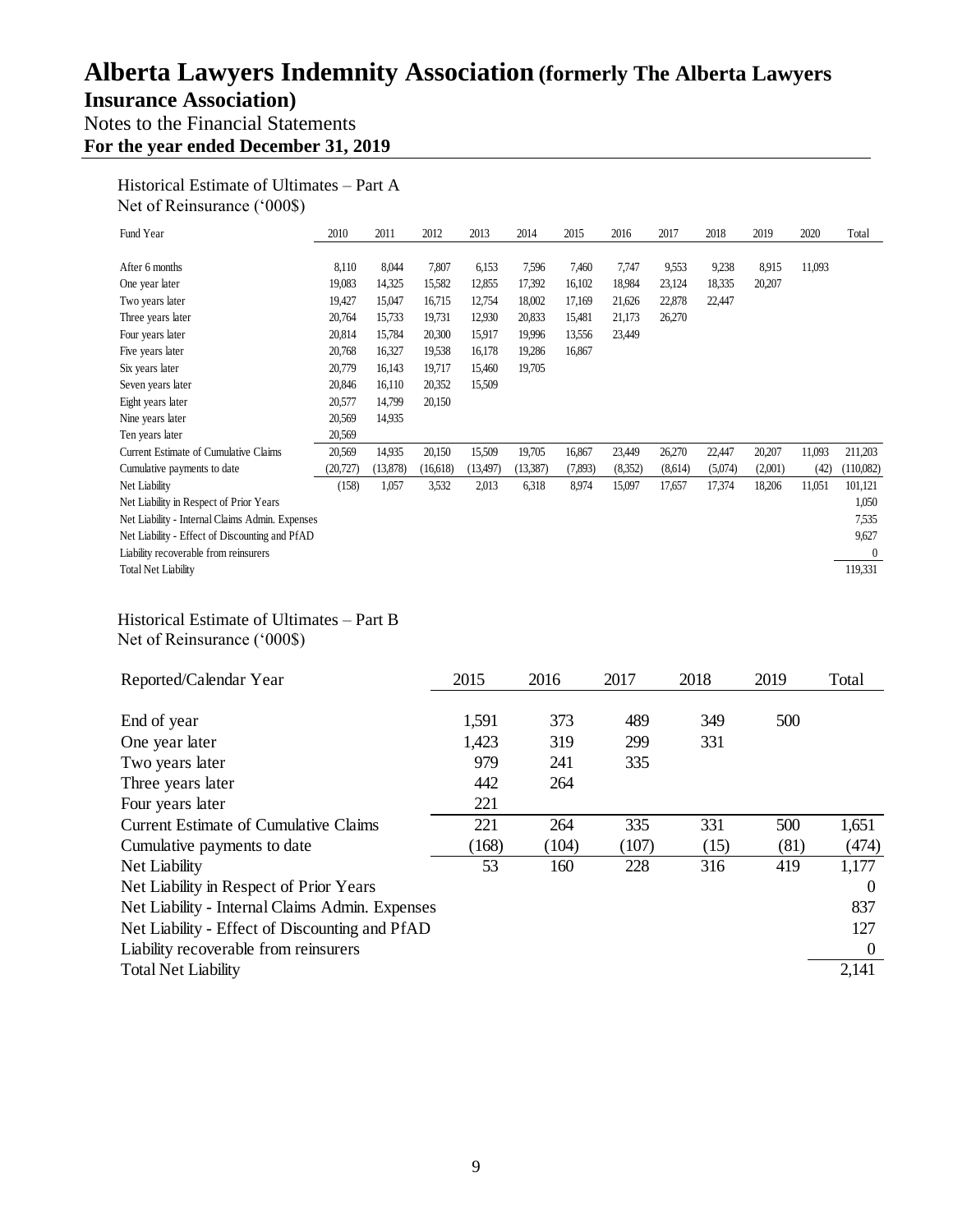# Alberta Lawyers Indemnity Association (formerly The Alberta Lawyers Insurance Association)

Notes to the Financial Statements

**For the year ended December 31, 2019**

Historical Estimate of Ultimates – Part A
Net of Reinsurance ('000$)

| Fund Year | 2010 | 2011 | 2012 | 2013 | 2014 | 2015 | 2016 | 2017 | 2018 | 2019 | 2020 | Total |
|---|---|---|---|---|---|---|---|---|---|---|---|---|
| After 6 months | 8,110 | 8,044 | 7,807 | 6,153 | 7,596 | 7,460 | 7,747 | 9,553 | 9,238 | 8,915 | 11,093 | |
| One year later | 19,083 | 14,325 | 15,582 | 12,855 | 17,392 | 16,102 | 18,984 | 23,124 | 18,335 | 20,207 | | |
| Two years later | 19,427 | 15,047 | 16,715 | 12,754 | 18,002 | 17,169 | 21,626 | 22,878 | 22,447 | | | |
| Three years later | 20,764 | 15,733 | 19,731 | 12,930 | 20,833 | 15,481 | 21,173 | 26,270 | | | | |
| Four years later | 20,814 | 15,784 | 20,300 | 15,917 | 19,996 | 13,556 | 23,449 | | | | | |
| Five years later | 20,768 | 16,327 | 19,538 | 16,178 | 19,286 | 16,867 | | | | | | |
| Six years later | 20,779 | 16,143 | 19,717 | 15,460 | 19,705 | | | | | | | |
| Seven years later | 20,846 | 16,110 | 20,352 | 15,509 | | | | | | | | |
| Eight years later | 20,577 | 14,799 | 20,150 | | | | | | | | | |
| Nine years later | 20,569 | 14,935 | | | | | | | | | | |
| Ten years later | 20,569 | | | | | | | | | | | |
| Current Estimate of Cumulative Claims | 20,569 | 14,935 | 20,150 | 15,509 | 19,705 | 16,867 | 23,449 | 26,270 | 22,447 | 20,207 | 11,093 | 211,203 |
| Cumulative payments to date | (20,727) | (13,878) | (16,618) | (13,497) | (13,387) | (7,893) | (8,352) | (8,614) | (5,074) | (2,001) | (42) | (110,082) |
| Net Liability | (158) | 1,057 | 3,532 | 2,013 | 6,318 | 8,974 | 15,097 | 17,657 | 17,374 | 18,206 | 11,051 | 101,121 |
| Net Liability in Respect of Prior Years | | | | | | | | | | | | 1,050 |
| Net Liability - Internal Claims Admin. Expenses | | | | | | | | | | | | 7,535 |
| Net Liability - Effect of Discounting and PfAD | | | | | | | | | | | | 9,627 |
| Liability recoverable from reinsurers | | | | | | | | | | | | 0 |
| Total Net Liability | | | | | | | | | | | | 119,331 |

Historical Estimate of Ultimates – Part B
Net of Reinsurance ('000$)

| Reported/Calendar Year | 2015 | 2016 | 2017 | 2018 | 2019 | Total |
|---|---|---|---|---|---|---|
| End of year | 1,591 | 373 | 489 | 349 | 500 | |
| One year later | 1,423 | 319 | 299 | 331 | | |
| Two years later | 979 | 241 | 335 | | | |
| Three years later | 442 | 264 | | | | |
| Four years later | 221 | | | | | |
| Current Estimate of Cumulative Claims | 221 | 264 | 335 | 331 | 500 | 1,651 |
| Cumulative payments to date | (168) | (104) | (107) | (15) | (81) | (474) |
| Net Liability | 53 | 160 | 228 | 316 | 419 | 1,177 |
| Net Liability in Respect of Prior Years | | | | | | 0 |
| Net Liability - Internal Claims Admin. Expenses | | | | | | 837 |
| Net Liability - Effect of Discounting and PfAD | | | | | | 127 |
| Liability recoverable from reinsurers | | | | | | 0 |
| Total Net Liability | | | | | | 2,141 |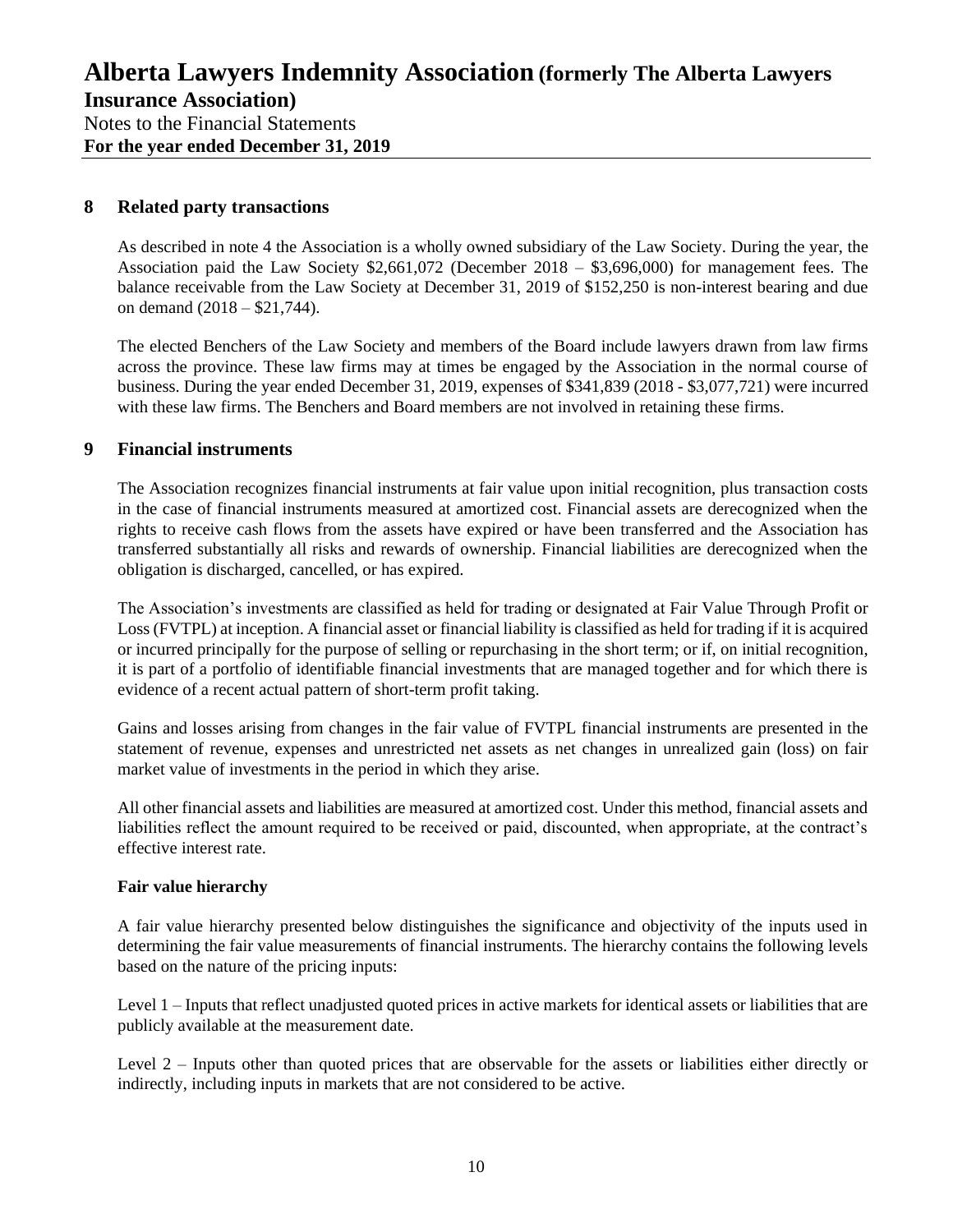## 8 Related party transactions

As described in note 4 the Association is a wholly owned subsidiary of the Law Society. During the year, the Association paid the Law Society $2,661,072 (December 2018 – $3,696,000) for management fees. The balance receivable from the Law Society at December 31, 2019 of $152,250 is non-interest bearing and due on demand (2018 – $21,744).

The elected Benchers of the Law Society and members of the Board include lawyers drawn from law firms across the province. These law firms may at times be engaged by the Association in the normal course of business. During the year ended December 31, 2019, expenses of $341,839 (2018 - $3,077,721) were incurred with these law firms. The Benchers and Board members are not involved in retaining these firms.

## 9 Financial instruments

The Association recognizes financial instruments at fair value upon initial recognition, plus transaction costs in the case of financial instruments measured at amortized cost. Financial assets are derecognized when the rights to receive cash flows from the assets have expired or have been transferred and the Association has transferred substantially all risks and rewards of ownership. Financial liabilities are derecognized when the obligation is discharged, cancelled, or has expired.

The Association's investments are classified as held for trading or designated at Fair Value Through Profit or Loss (FVTPL) at inception. A financial asset or financial liability is classified as held for trading if it is acquired or incurred principally for the purpose of selling or repurchasing in the short term; or if, on initial recognition, it is part of a portfolio of identifiable financial investments that are managed together and for which there is evidence of a recent actual pattern of short-term profit taking.

Gains and losses arising from changes in the fair value of FVTPL financial instruments are presented in the statement of revenue, expenses and unrestricted net assets as net changes in unrealized gain (loss) on fair market value of investments in the period in which they arise.

All other financial assets and liabilities are measured at amortized cost. Under this method, financial assets and liabilities reflect the amount required to be received or paid, discounted, when appropriate, at the contract's effective interest rate.

**Fair value hierarchy**

A fair value hierarchy presented below distinguishes the significance and objectivity of the inputs used in determining the fair value measurements of financial instruments. The hierarchy contains the following levels based on the nature of the pricing inputs:

Level 1 – Inputs that reflect unadjusted quoted prices in active markets for identical assets or liabilities that are publicly available at the measurement date.

Level 2 – Inputs other than quoted prices that are observable for the assets or liabilities either directly or indirectly, including inputs in markets that are not considered to be active.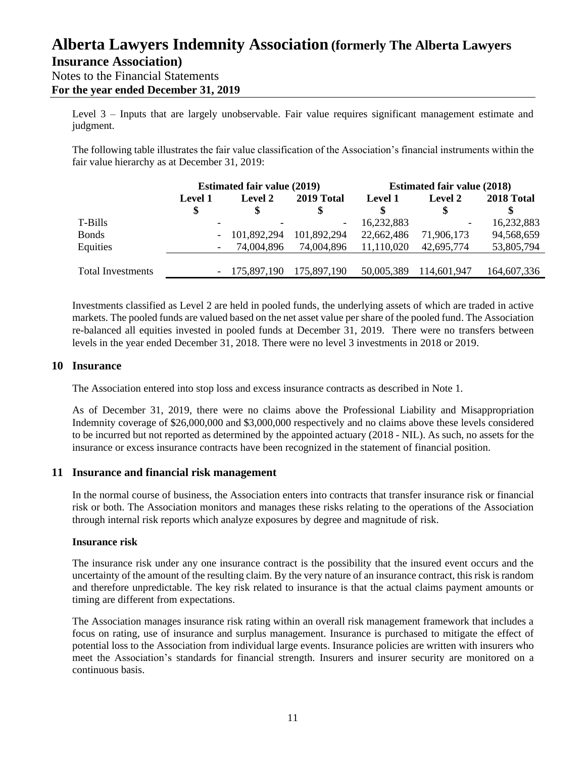Level 3 – Inputs that are largely unobservable. Fair value requires significant management estimate and judgment.

The following table illustrates the fair value classification of the Association's financial instruments within the fair value hierarchy as at December 31, 2019:

| | Estimated fair value (2019) | | | Estimated fair value (2018) | | |
|---|---|---|---|---|---|---|
| | Level 1 $ | Level 2 $ | 2019 Total $ | Level 1 $ | Level 2 $ | 2018 Total $ |
| T-Bills | - | - | - | 16,232,883 | - | 16,232,883 |
| Bonds | - | 101,892,294 | 101,892,294 | 22,662,486 | 71,906,173 | 94,568,659 |
| Equities | - | 74,004,896 | 74,004,896 | 11,110,020 | 42,695,774 | 53,805,794 |
| Total Investments | - | 175,897,190 | 175,897,190 | 50,005,389 | 114,601,947 | 164,607,336 |

Investments classified as Level 2 are held in pooled funds, the underlying assets of which are traded in active markets. The pooled funds are valued based on the net asset value per share of the pooled fund. The Association re-balanced all equities invested in pooled funds at December 31, 2019. There were no transfers between levels in the year ended December 31, 2018. There were no level 3 investments in 2018 or 2019.

## 10 Insurance

The Association entered into stop loss and excess insurance contracts as described in Note 1.

As of December 31, 2019, there were no claims above the Professional Liability and Misappropriation Indemnity coverage of $26,000,000 and $3,000,000 respectively and no claims above these levels considered to be incurred but not reported as determined by the appointed actuary (2018 - NIL). As such, no assets for the insurance or excess insurance contracts have been recognized in the statement of financial position.

## 11 Insurance and financial risk management

In the normal course of business, the Association enters into contracts that transfer insurance risk or financial risk or both. The Association monitors and manages these risks relating to the operations of the Association through internal risk reports which analyze exposures by degree and magnitude of risk.

**Insurance risk**

The insurance risk under any one insurance contract is the possibility that the insured event occurs and the uncertainty of the amount of the resulting claim. By the very nature of an insurance contract, this risk is random and therefore unpredictable. The key risk related to insurance is that the actual claims payment amounts or timing are different from expectations.

The Association manages insurance risk rating within an overall risk management framework that includes a focus on rating, use of insurance and surplus management. Insurance is purchased to mitigate the effect of potential loss to the Association from individual large events. Insurance policies are written with insurers who meet the Association's standards for financial strength. Insurers and insurer security are monitored on a continuous basis.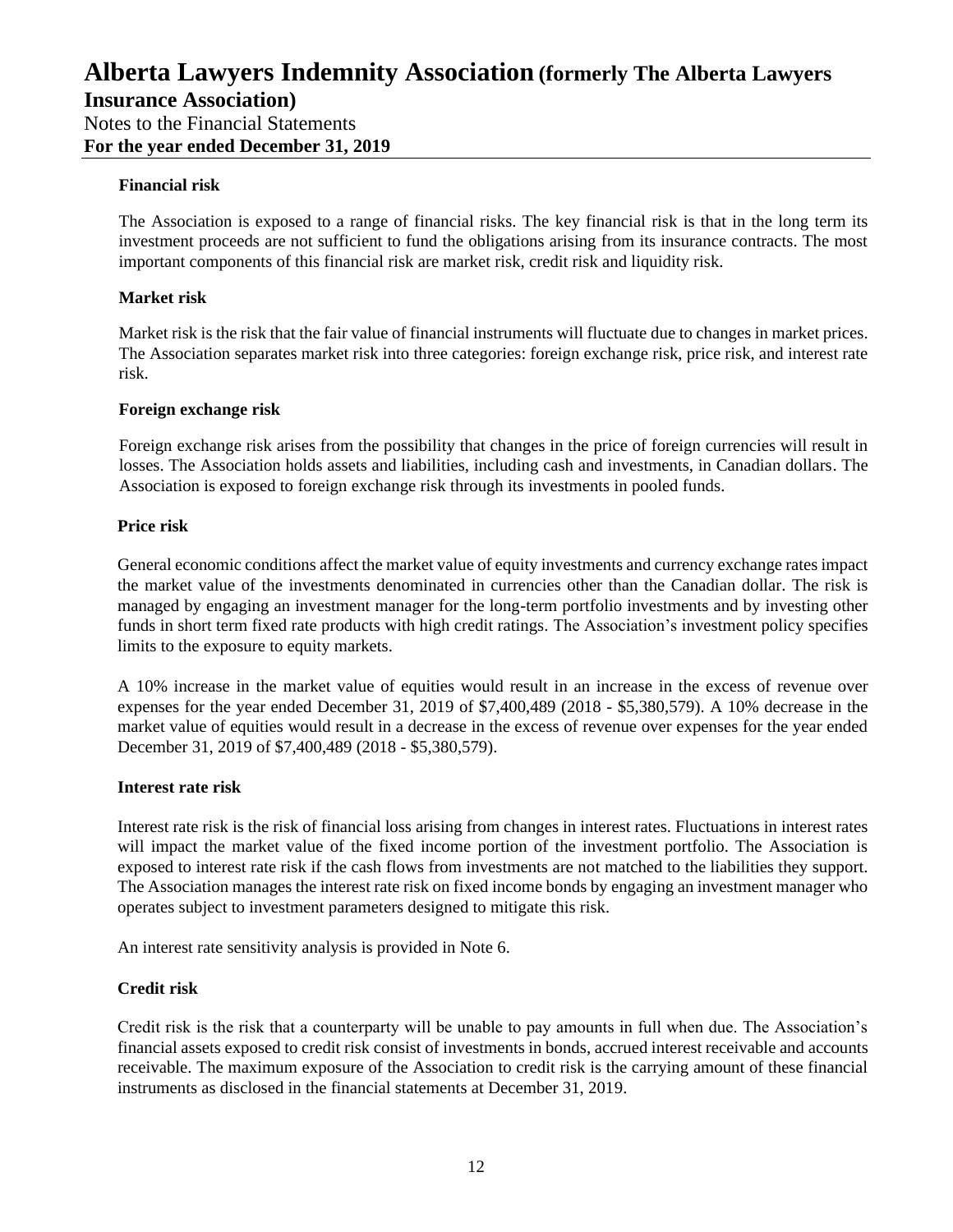### Financial risk

The Association is exposed to a range of financial risks. The key financial risk is that in the long term its investment proceeds are not sufficient to fund the obligations arising from its insurance contracts. The most important components of this financial risk are market risk, credit risk and liquidity risk.

### Market risk

Market risk is the risk that the fair value of financial instruments will fluctuate due to changes in market prices. The Association separates market risk into three categories: foreign exchange risk, price risk, and interest rate risk.

### Foreign exchange risk

Foreign exchange risk arises from the possibility that changes in the price of foreign currencies will result in losses. The Association holds assets and liabilities, including cash and investments, in Canadian dollars. The Association is exposed to foreign exchange risk through its investments in pooled funds.

### Price risk

General economic conditions affect the market value of equity investments and currency exchange rates impact the market value of the investments denominated in currencies other than the Canadian dollar. The risk is managed by engaging an investment manager for the long-term portfolio investments and by investing other funds in short term fixed rate products with high credit ratings. The Association's investment policy specifies limits to the exposure to equity markets.

A 10% increase in the market value of equities would result in an increase in the excess of revenue over expenses for the year ended December 31, 2019 of $7,400,489 (2018 - $5,380,579). A 10% decrease in the market value of equities would result in a decrease in the excess of revenue over expenses for the year ended December 31, 2019 of $7,400,489 (2018 - $5,380,579).

### Interest rate risk

Interest rate risk is the risk of financial loss arising from changes in interest rates. Fluctuations in interest rates will impact the market value of the fixed income portion of the investment portfolio. The Association is exposed to interest rate risk if the cash flows from investments are not matched to the liabilities they support. The Association manages the interest rate risk on fixed income bonds by engaging an investment manager who operates subject to investment parameters designed to mitigate this risk.

An interest rate sensitivity analysis is provided in Note 6.

### Credit risk

Credit risk is the risk that a counterparty will be unable to pay amounts in full when due. The Association's financial assets exposed to credit risk consist of investments in bonds, accrued interest receivable and accounts receivable. The maximum exposure of the Association to credit risk is the carrying amount of these financial instruments as disclosed in the financial statements at December 31, 2019.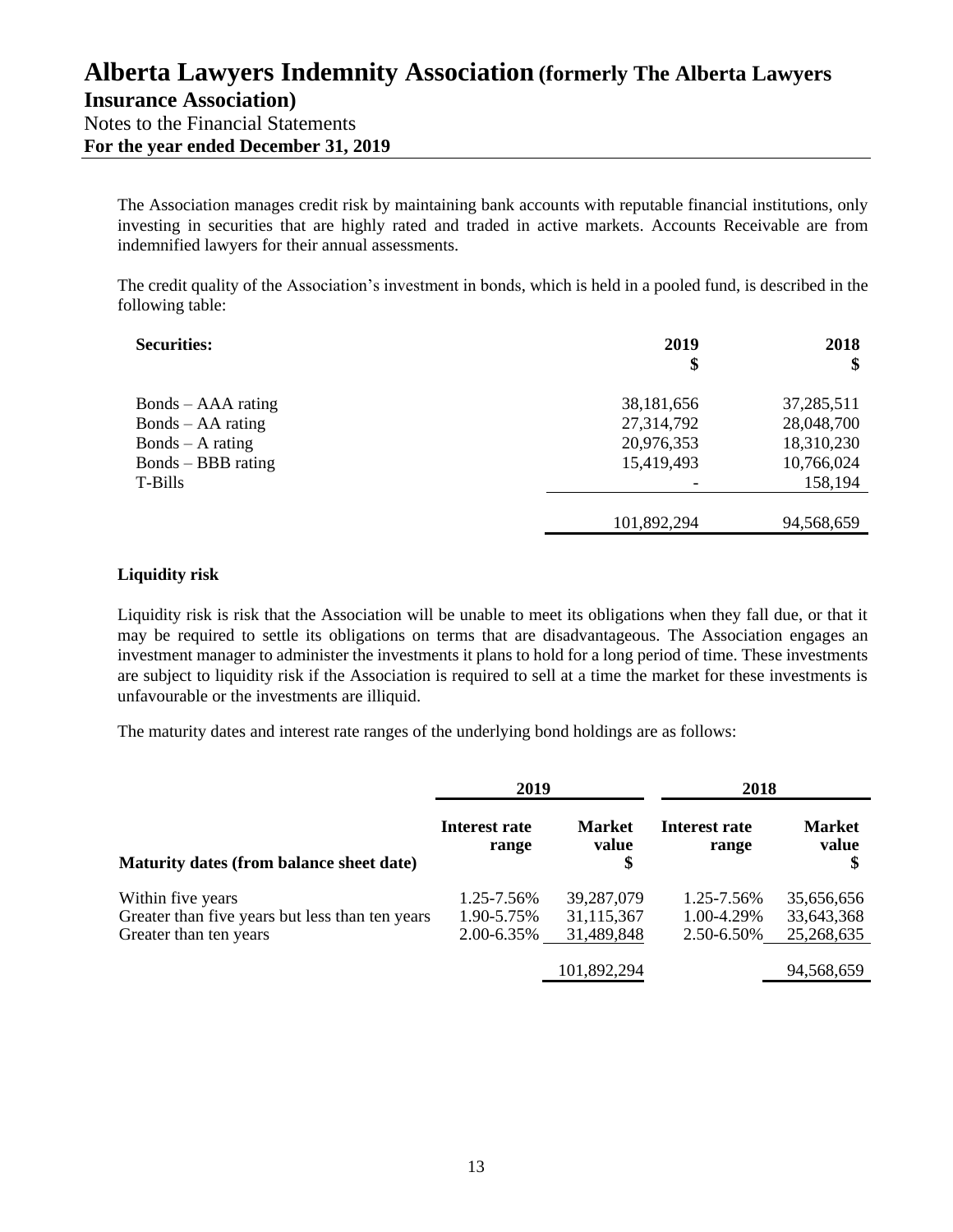The Association manages credit risk by maintaining bank accounts with reputable financial institutions, only investing in securities that are highly rated and traded in active markets. Accounts Receivable are from indemnified lawyers for their annual assessments.

The credit quality of the Association's investment in bonds, which is held in a pooled fund, is described in the following table:

| **Securities:** | **2019** **$** | **2018** **$** |
|---|---|---|
| Bonds – AAA rating | 38,181,656 | 37,285,511 |
| Bonds – AA rating | 27,314,792 | 28,048,700 |
| Bonds – A rating | 20,976,353 | 18,310,230 |
| Bonds – BBB rating | 15,419,493 | 10,766,024 |
| T-Bills | - | 158,194 |
| | 101,892,294 | 94,568,659 |

### Liquidity risk

Liquidity risk is risk that the Association will be unable to meet its obligations when they fall due, or that it may be required to settle its obligations on terms that are disadvantageous. The Association engages an investment manager to administer the investments it plans to hold for a long period of time. These investments are subject to liquidity risk if the Association is required to sell at a time the market for these investments is unfavourable or the investments are illiquid.

The maturity dates and interest rate ranges of the underlying bond holdings are as follows:

| | **2019** | | **2018** | |
|---|---|---|---|---|
| **Maturity dates (from balance sheet date)** | **Interest rate range** | **Market value $** | **Interest rate range** | **Market value $** |
| Within five years | 1.25-7.56% | 39,287,079 | 1.25-7.56% | 35,656,656 |
| Greater than five years but less than ten years | 1.90-5.75% | 31,115,367 | 1.00-4.29% | 33,643,368 |
| Greater than ten years | 2.00-6.35% | 31,489,848 | 2.50-6.50% | 25,268,635 |
| | | 101,892,294 | | 94,568,659 |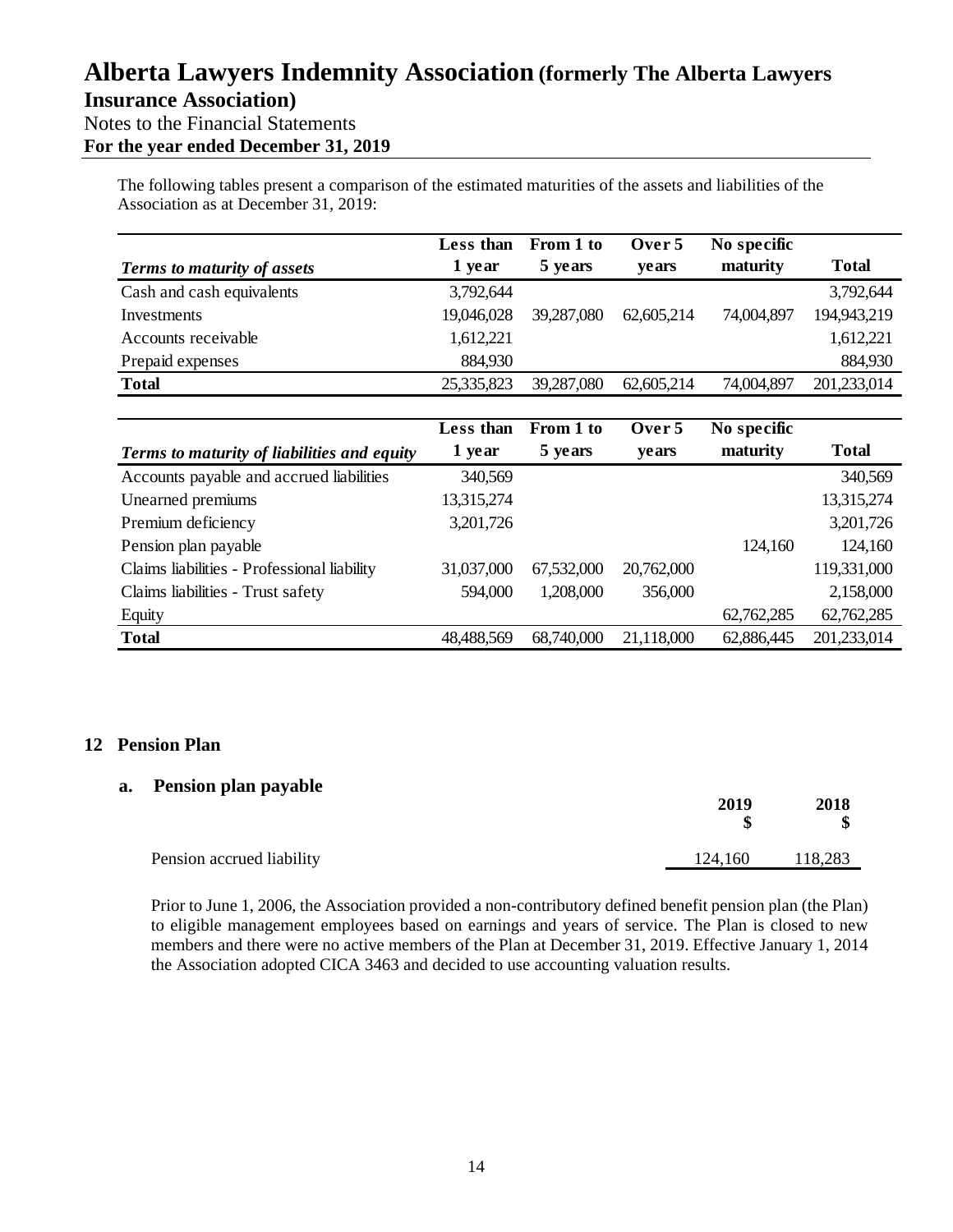The following tables present a comparison of the estimated maturities of the assets and liabilities of the Association as at December 31, 2019:

| *Terms to maturity of assets* | Less than 1 year | From 1 to 5 years | Over 5 years | No specific maturity | Total |
|---|---|---|---|---|---|
| Cash and cash equivalents | 3,792,644 | | | | 3,792,644 |
| Investments | 19,046,028 | 39,287,080 | 62,605,214 | 74,004,897 | 194,943,219 |
| Accounts receivable | 1,612,221 | | | | 1,612,221 |
| Prepaid expenses | 884,930 | | | | 884,930 |
| **Total** | 25,335,823 | 39,287,080 | 62,605,214 | 74,004,897 | 201,233,014 |

| *Terms to maturity of liabilities and equity* | Less than 1 year | From 1 to 5 years | Over 5 years | No specific maturity | Total |
|---|---|---|---|---|---|
| Accounts payable and accrued liabilities | 340,569 | | | | 340,569 |
| Unearned premiums | 13,315,274 | | | | 13,315,274 |
| Premium deficiency | 3,201,726 | | | | 3,201,726 |
| Pension plan payable | | | | 124,160 | 124,160 |
| Claims liabilities - Professional liability | 31,037,000 | 67,532,000 | 20,762,000 | | 119,331,000 |
| Claims liabilities - Trust safety | 594,000 | 1,208,000 | 356,000 | | 2,158,000 |
| Equity | | | | 62,762,285 | 62,762,285 |
| **Total** | 48,488,569 | 68,740,000 | 21,118,000 | 62,886,445 | 201,233,014 |

## 12 Pension Plan

### a. Pension plan payable

| | 2019 $ | 2018 $ |
|---|---|---|
| Pension accrued liability | 124,160 | 118,283 |

Prior to June 1, 2006, the Association provided a non-contributory defined benefit pension plan (the Plan) to eligible management employees based on earnings and years of service. The Plan is closed to new members and there were no active members of the Plan at December 31, 2019. Effective January 1, 2014 the Association adopted CICA 3463 and decided to use accounting valuation results.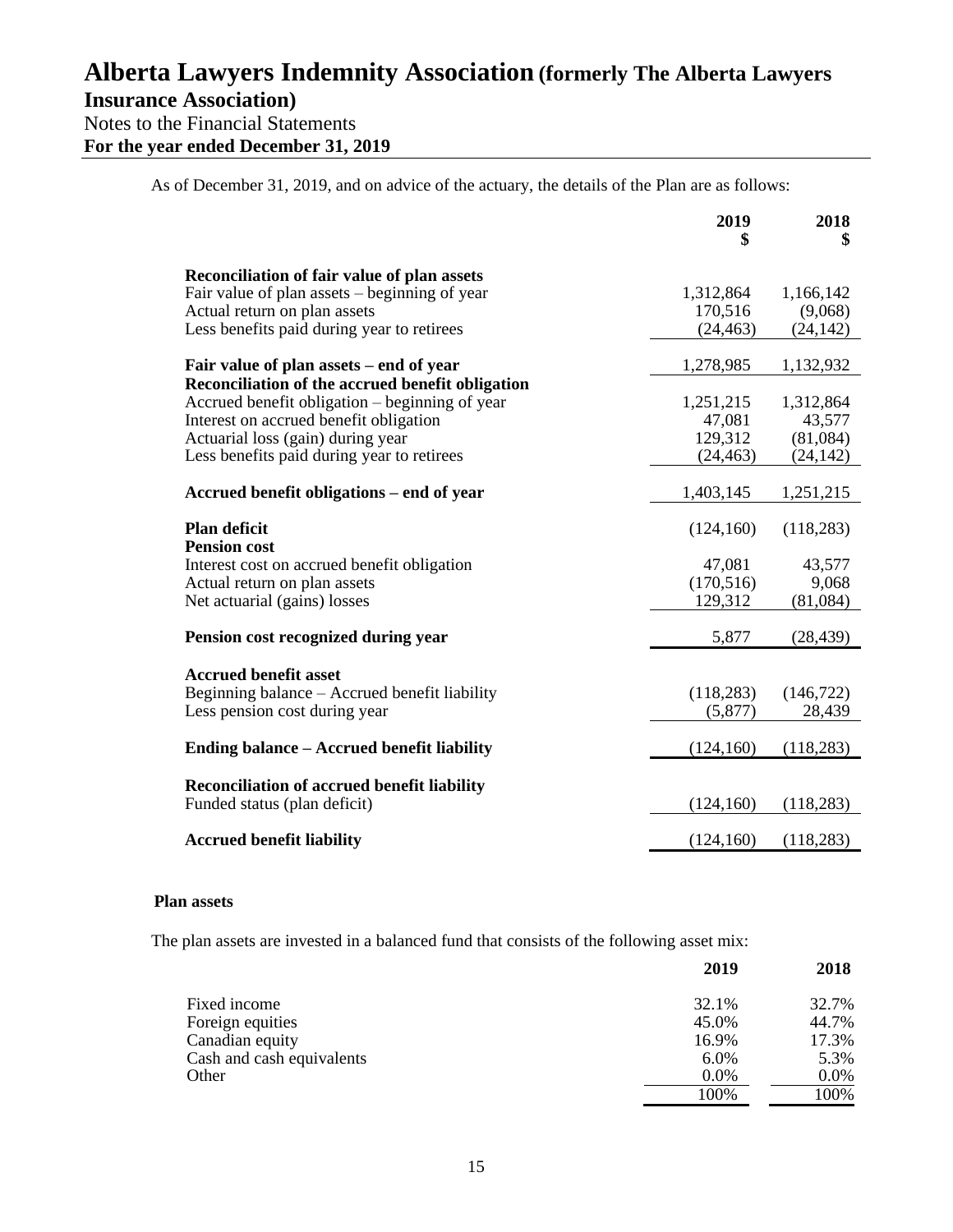As of December 31, 2019, and on advice of the actuary, the details of the Plan are as follows:

| | 2019<br>$ | 2018<br>$ |
|---|---|---|
| **Reconciliation of fair value of plan assets** | | |
| Fair value of plan assets – beginning of year | 1,312,864 | 1,166,142 |
| Actual return on plan assets | 170,516 | (9,068) |
| Less benefits paid during year to retirees | (24,463) | (24,142) |
| **Fair value of plan assets – end of year** | 1,278,985 | 1,132,932 |
| **Reconciliation of the accrued benefit obligation** | | |
| Accrued benefit obligation – beginning of year | 1,251,215 | 1,312,864 |
| Interest on accrued benefit obligation | 47,081 | 43,577 |
| Actuarial loss (gain) during year | 129,312 | (81,084) |
| Less benefits paid during year to retirees | (24,463) | (24,142) |
| **Accrued benefit obligations – end of year** | 1,403,145 | 1,251,215 |
| **Plan deficit** | (124,160) | (118,283) |
| **Pension cost** | | |
| Interest cost on accrued benefit obligation | 47,081 | 43,577 |
| Actual return on plan assets | (170,516) | 9,068 |
| Net actuarial (gains) losses | 129,312 | (81,084) |
| **Pension cost recognized during year** | 5,877 | (28,439) |
| **Accrued benefit asset** | | |
| Beginning balance – Accrued benefit liability | (118,283) | (146,722) |
| Less pension cost during year | (5,877) | 28,439 |
| **Ending balance – Accrued benefit liability** | (124,160) | (118,283) |
| **Reconciliation of accrued benefit liability** | | |
| Funded status (plan deficit) | (124,160) | (118,283) |
| **Accrued benefit liability** | (124,160) | (118,283) |

**Plan assets**

The plan assets are invested in a balanced fund that consists of the following asset mix:

| | 2019 | 2018 |
|---|---|---|
| Fixed income | 32.1% | 32.7% |
| Foreign equities | 45.0% | 44.7% |
| Canadian equity | 16.9% | 17.3% |
| Cash and cash equivalents | 6.0% | 5.3% |
| Other | 0.0% | 0.0% |
| | 100% | 100% |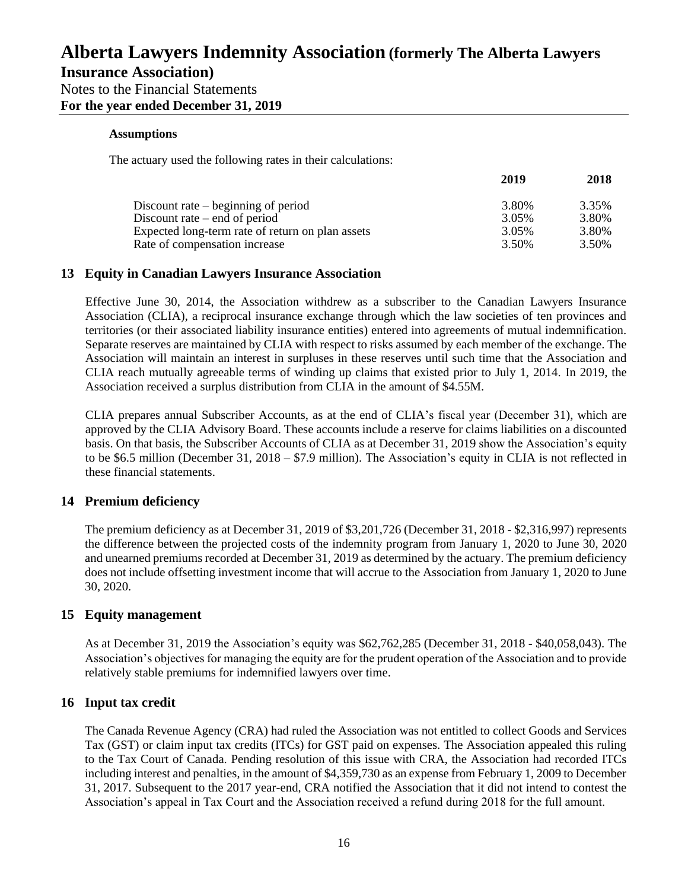**Assumptions**

The actuary used the following rates in their calculations:

| | 2019 | 2018 |
|---|---|---|
| Discount rate – beginning of period | 3.80% | 3.35% |
| Discount rate – end of period | 3.05% | 3.80% |
| Expected long-term rate of return on plan assets | 3.05% | 3.80% |
| Rate of compensation increase | 3.50% | 3.50% |

## 13 Equity in Canadian Lawyers Insurance Association

Effective June 30, 2014, the Association withdrew as a subscriber to the Canadian Lawyers Insurance Association (CLIA), a reciprocal insurance exchange through which the law societies of ten provinces and territories (or their associated liability insurance entities) entered into agreements of mutual indemnification. Separate reserves are maintained by CLIA with respect to risks assumed by each member of the exchange. The Association will maintain an interest in surpluses in these reserves until such time that the Association and CLIA reach mutually agreeable terms of winding up claims that existed prior to July 1, 2014. In 2019, the Association received a surplus distribution from CLIA in the amount of $4.55M.

CLIA prepares annual Subscriber Accounts, as at the end of CLIA's fiscal year (December 31), which are approved by the CLIA Advisory Board. These accounts include a reserve for claims liabilities on a discounted basis. On that basis, the Subscriber Accounts of CLIA as at December 31, 2019 show the Association's equity to be $6.5 million (December 31, 2018 – $7.9 million). The Association's equity in CLIA is not reflected in these financial statements.

## 14 Premium deficiency

The premium deficiency as at December 31, 2019 of $3,201,726 (December 31, 2018 - $2,316,997) represents the difference between the projected costs of the indemnity program from January 1, 2020 to June 30, 2020 and unearned premiums recorded at December 31, 2019 as determined by the actuary. The premium deficiency does not include offsetting investment income that will accrue to the Association from January 1, 2020 to June 30, 2020.

## 15 Equity management

As at December 31, 2019 the Association's equity was $62,762,285 (December 31, 2018 - $40,058,043). The Association's objectives for managing the equity are for the prudent operation of the Association and to provide relatively stable premiums for indemnified lawyers over time.

## 16 Input tax credit

The Canada Revenue Agency (CRA) had ruled the Association was not entitled to collect Goods and Services Tax (GST) or claim input tax credits (ITCs) for GST paid on expenses. The Association appealed this ruling to the Tax Court of Canada. Pending resolution of this issue with CRA, the Association had recorded ITCs including interest and penalties, in the amount of $4,359,730 as an expense from February 1, 2009 to December 31, 2017. Subsequent to the 2017 year-end, CRA notified the Association that it did not intend to contest the Association's appeal in Tax Court and the Association received a refund during 2018 for the full amount.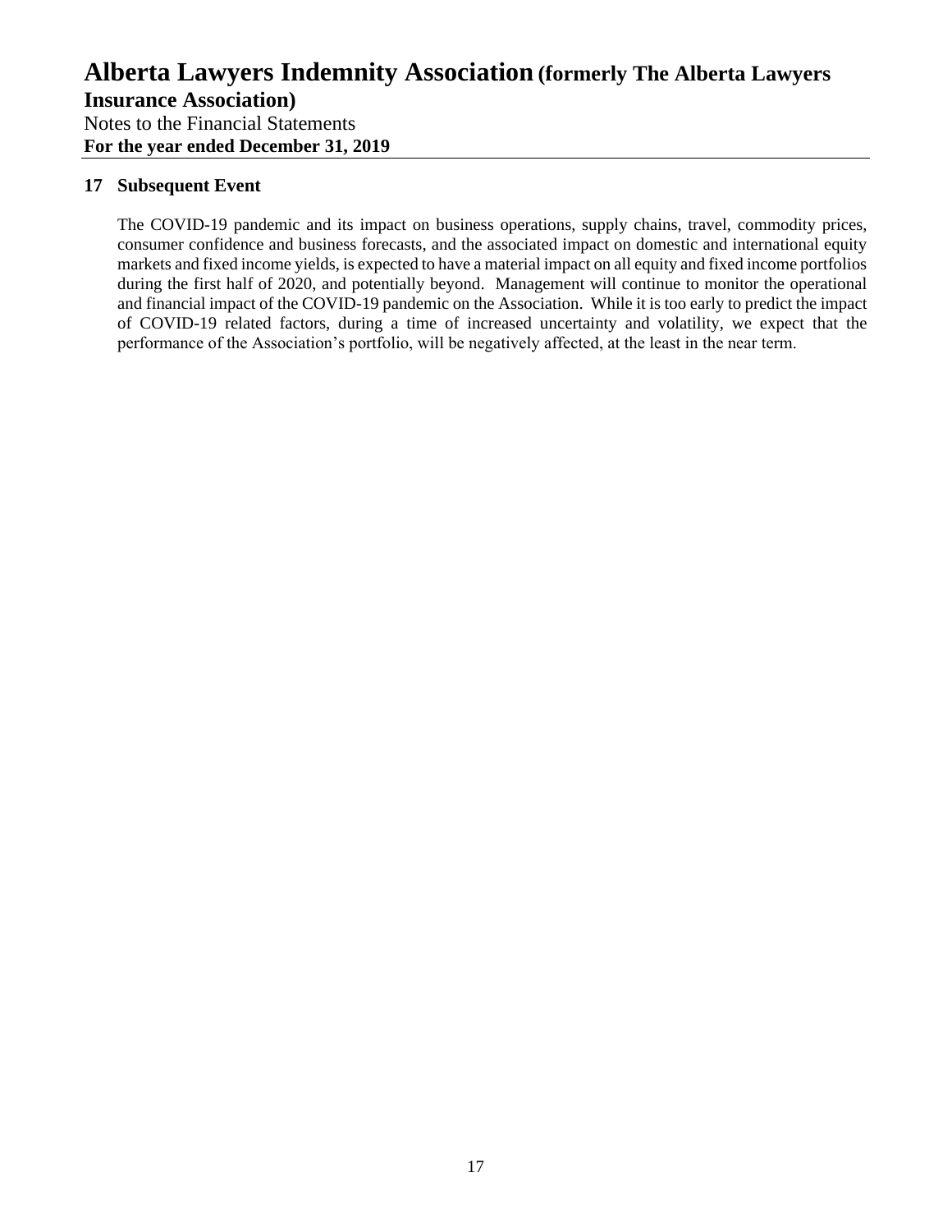## 17 Subsequent Event

The COVID-19 pandemic and its impact on business operations, supply chains, travel, commodity prices, consumer confidence and business forecasts, and the associated impact on domestic and international equity markets and fixed income yields, is expected to have a material impact on all equity and fixed income portfolios during the first half of 2020, and potentially beyond. Management will continue to monitor the operational and financial impact of the COVID-19 pandemic on the Association. While it is too early to predict the impact of COVID-19 related factors, during a time of increased uncertainty and volatility, we expect that the performance of the Association's portfolio, will be negatively affected, at the least in the near term.